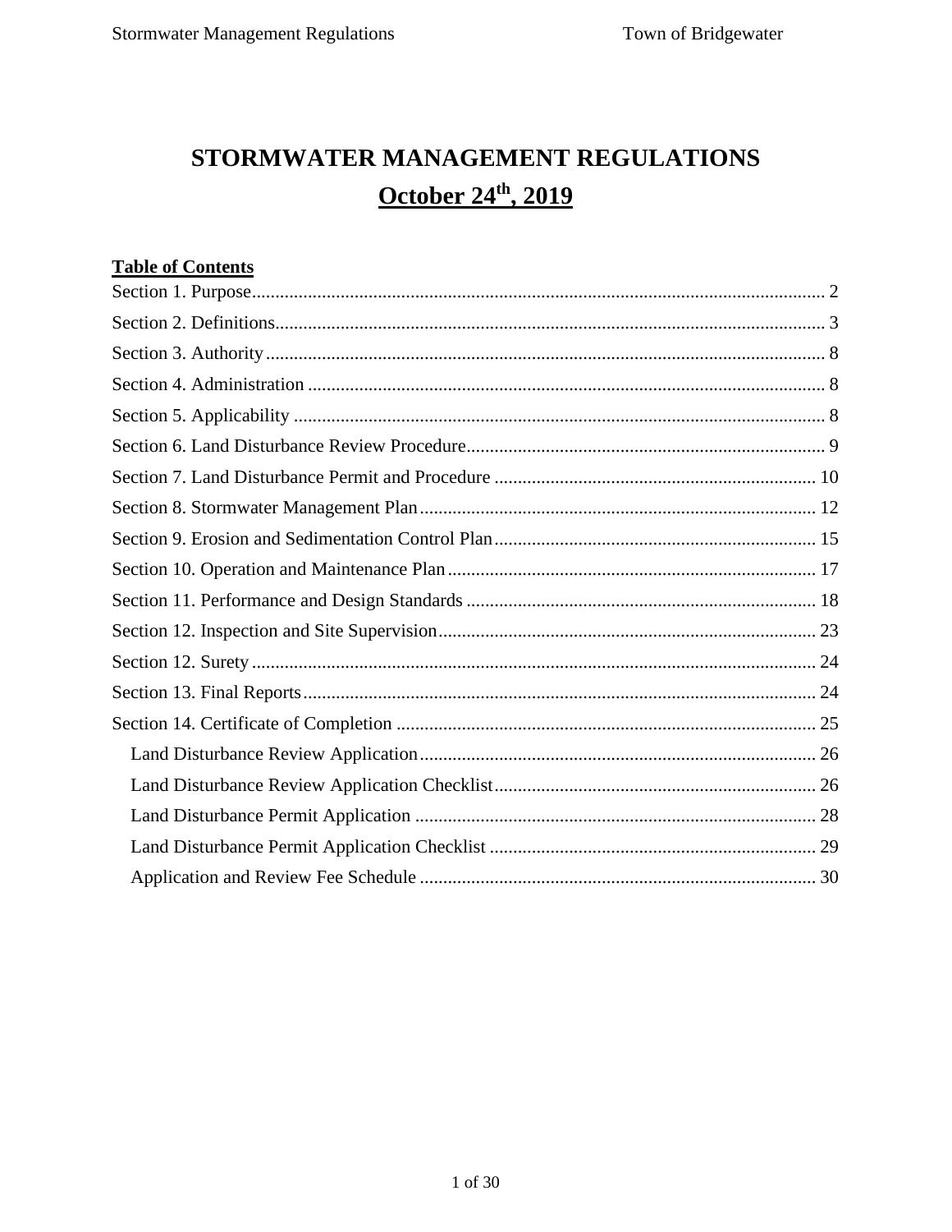# STORMWATER MANAGEMENT REGULATIONS

## October 24th, 2019

**Table of Contents**

Section 1. Purpose .......... 2

Section 2. Definitions .......... 3

Section 3. Authority .......... 8

Section 4. Administration .......... 8

Section 5. Applicability .......... 8

Section 6. Land Disturbance Review Procedure .......... 9

Section 7. Land Disturbance Permit and Procedure .......... 10

Section 8. Stormwater Management Plan .......... 12

Section 9. Erosion and Sedimentation Control Plan .......... 15

Section 10. Operation and Maintenance Plan .......... 17

Section 11. Performance and Design Standards .......... 18

Section 12. Inspection and Site Supervision .......... 23

Section 12. Surety .......... 24

Section 13. Final Reports .......... 24

Section 14. Certificate of Completion .......... 25

- Land Disturbance Review Application .......... 26
- Land Disturbance Review Application Checklist .......... 26
- Land Disturbance Permit Application .......... 28
- Land Disturbance Permit Application Checklist .......... 29
- Application and Review Fee Schedule .......... 30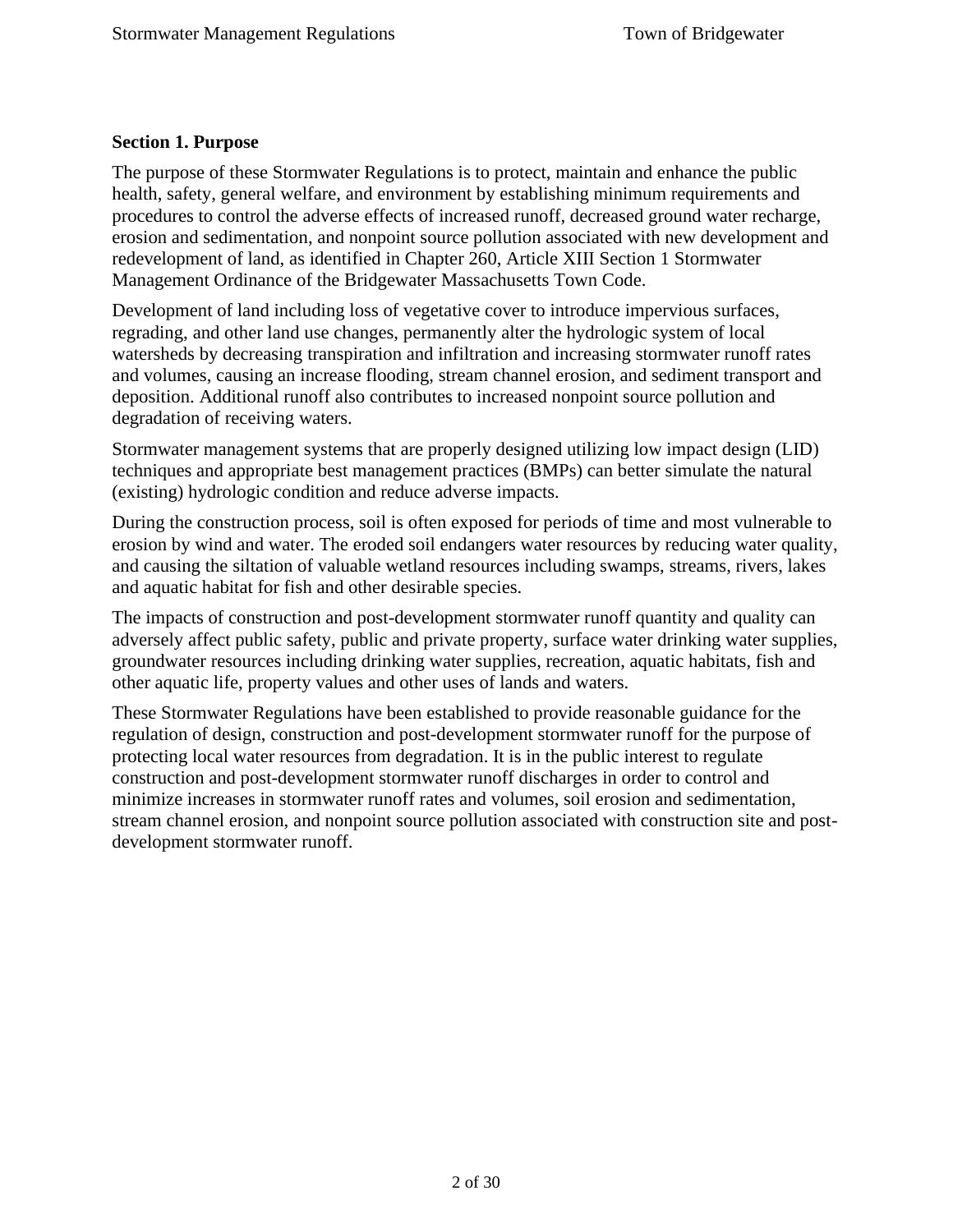## Section 1. Purpose

The purpose of these Stormwater Regulations is to protect, maintain and enhance the public health, safety, general welfare, and environment by establishing minimum requirements and procedures to control the adverse effects of increased runoff, decreased ground water recharge, erosion and sedimentation, and nonpoint source pollution associated with new development and redevelopment of land, as identified in Chapter 260, Article XIII Section 1 Stormwater Management Ordinance of the Bridgewater Massachusetts Town Code.

Development of land including loss of vegetative cover to introduce impervious surfaces, regrading, and other land use changes, permanently alter the hydrologic system of local watersheds by decreasing transpiration and infiltration and increasing stormwater runoff rates and volumes, causing an increase flooding, stream channel erosion, and sediment transport and deposition. Additional runoff also contributes to increased nonpoint source pollution and degradation of receiving waters.

Stormwater management systems that are properly designed utilizing low impact design (LID) techniques and appropriate best management practices (BMPs) can better simulate the natural (existing) hydrologic condition and reduce adverse impacts.

During the construction process, soil is often exposed for periods of time and most vulnerable to erosion by wind and water. The eroded soil endangers water resources by reducing water quality, and causing the siltation of valuable wetland resources including swamps, streams, rivers, lakes and aquatic habitat for fish and other desirable species.

The impacts of construction and post-development stormwater runoff quantity and quality can adversely affect public safety, public and private property, surface water drinking water supplies, groundwater resources including drinking water supplies, recreation, aquatic habitats, fish and other aquatic life, property values and other uses of lands and waters.

These Stormwater Regulations have been established to provide reasonable guidance for the regulation of design, construction and post-development stormwater runoff for the purpose of protecting local water resources from degradation. It is in the public interest to regulate construction and post-development stormwater runoff discharges in order to control and minimize increases in stormwater runoff rates and volumes, soil erosion and sedimentation, stream channel erosion, and nonpoint source pollution associated with construction site and post-development stormwater runoff.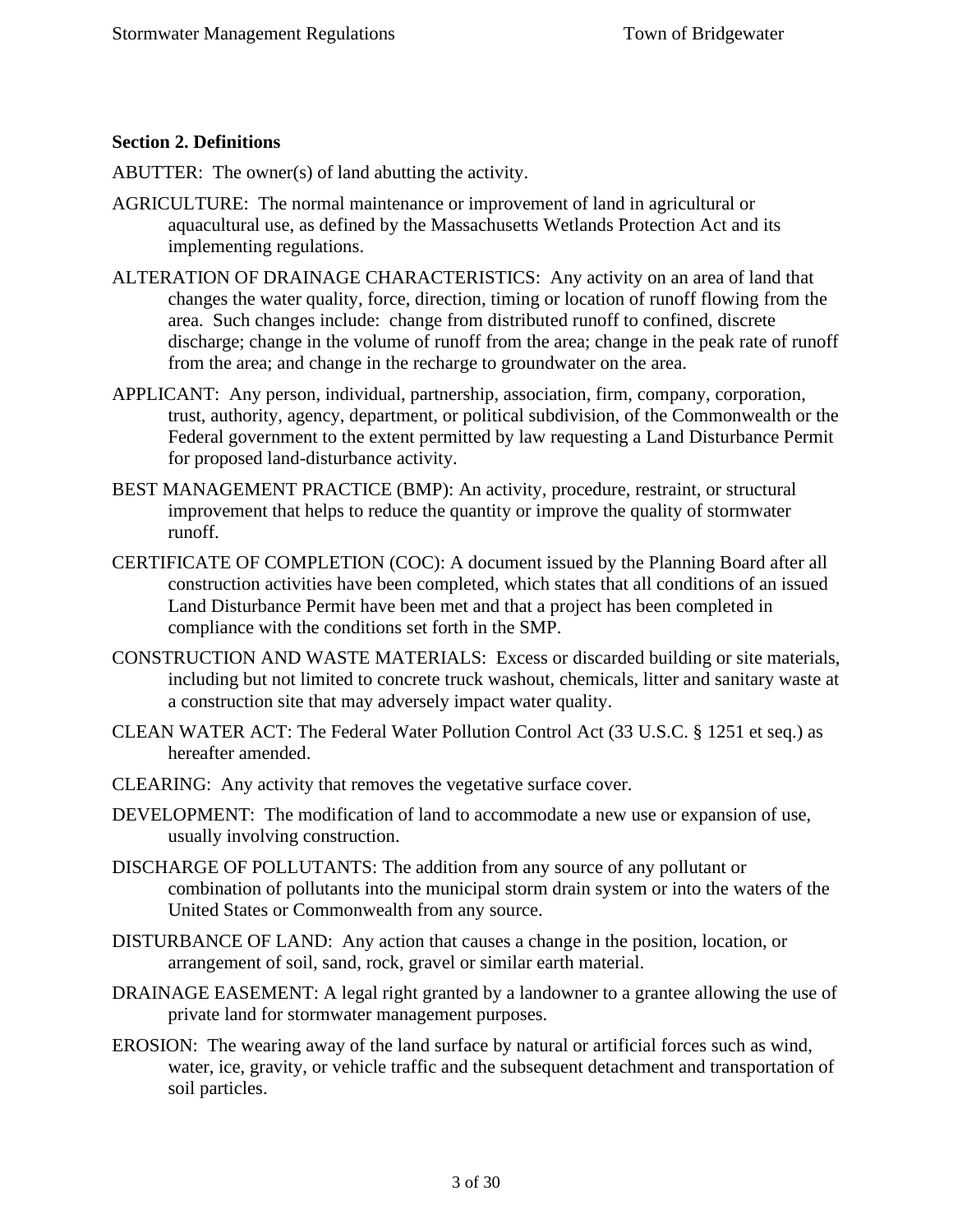**Section 2. Definitions**

ABUTTER: The owner(s) of land abutting the activity.

AGRICULTURE: The normal maintenance or improvement of land in agricultural or aquacultural use, as defined by the Massachusetts Wetlands Protection Act and its implementing regulations.

ALTERATION OF DRAINAGE CHARACTERISTICS: Any activity on an area of land that changes the water quality, force, direction, timing or location of runoff flowing from the area. Such changes include: change from distributed runoff to confined, discrete discharge; change in the volume of runoff from the area; change in the peak rate of runoff from the area; and change in the recharge to groundwater on the area.

APPLICANT: Any person, individual, partnership, association, firm, company, corporation, trust, authority, agency, department, or political subdivision, of the Commonwealth or the Federal government to the extent permitted by law requesting a Land Disturbance Permit for proposed land-disturbance activity.

BEST MANAGEMENT PRACTICE (BMP): An activity, procedure, restraint, or structural improvement that helps to reduce the quantity or improve the quality of stormwater runoff.

CERTIFICATE OF COMPLETION (COC): A document issued by the Planning Board after all construction activities have been completed, which states that all conditions of an issued Land Disturbance Permit have been met and that a project has been completed in compliance with the conditions set forth in the SMP.

CONSTRUCTION AND WASTE MATERIALS: Excess or discarded building or site materials, including but not limited to concrete truck washout, chemicals, litter and sanitary waste at a construction site that may adversely impact water quality.

CLEAN WATER ACT: The Federal Water Pollution Control Act (33 U.S.C. § 1251 et seq.) as hereafter amended.

CLEARING: Any activity that removes the vegetative surface cover.

DEVELOPMENT: The modification of land to accommodate a new use or expansion of use, usually involving construction.

DISCHARGE OF POLLUTANTS: The addition from any source of any pollutant or combination of pollutants into the municipal storm drain system or into the waters of the United States or Commonwealth from any source.

DISTURBANCE OF LAND: Any action that causes a change in the position, location, or arrangement of soil, sand, rock, gravel or similar earth material.

DRAINAGE EASEMENT: A legal right granted by a landowner to a grantee allowing the use of private land for stormwater management purposes.

EROSION: The wearing away of the land surface by natural or artificial forces such as wind, water, ice, gravity, or vehicle traffic and the subsequent detachment and transportation of soil particles.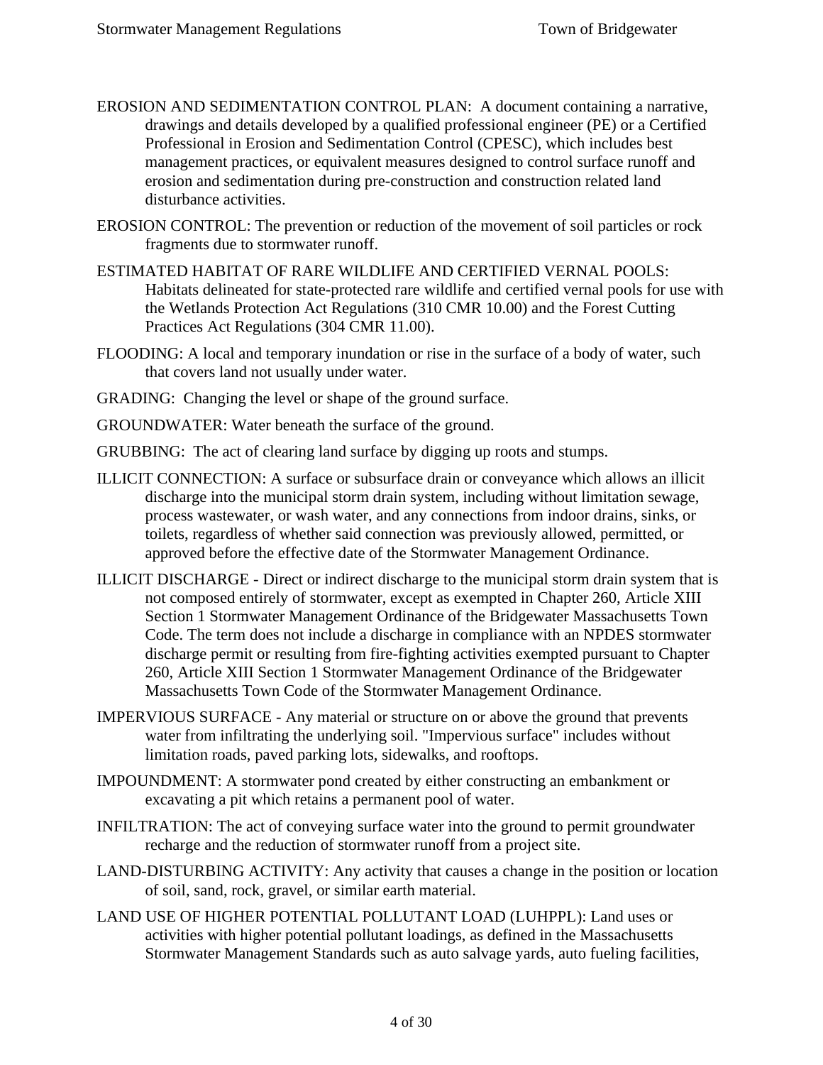EROSION AND SEDIMENTATION CONTROL PLAN: A document containing a narrative, drawings and details developed by a qualified professional engineer (PE) or a Certified Professional in Erosion and Sedimentation Control (CPESC), which includes best management practices, or equivalent measures designed to control surface runoff and erosion and sedimentation during pre-construction and construction related land disturbance activities.

EROSION CONTROL: The prevention or reduction of the movement of soil particles or rock fragments due to stormwater runoff.

ESTIMATED HABITAT OF RARE WILDLIFE AND CERTIFIED VERNAL POOLS: Habitats delineated for state-protected rare wildlife and certified vernal pools for use with the Wetlands Protection Act Regulations (310 CMR 10.00) and the Forest Cutting Practices Act Regulations (304 CMR 11.00).

FLOODING: A local and temporary inundation or rise in the surface of a body of water, such that covers land not usually under water.

GRADING: Changing the level or shape of the ground surface.

GROUNDWATER: Water beneath the surface of the ground.

GRUBBING: The act of clearing land surface by digging up roots and stumps.

ILLICIT CONNECTION: A surface or subsurface drain or conveyance which allows an illicit discharge into the municipal storm drain system, including without limitation sewage, process wastewater, or wash water, and any connections from indoor drains, sinks, or toilets, regardless of whether said connection was previously allowed, permitted, or approved before the effective date of the Stormwater Management Ordinance.

ILLICIT DISCHARGE - Direct or indirect discharge to the municipal storm drain system that is not composed entirely of stormwater, except as exempted in Chapter 260, Article XIII Section 1 Stormwater Management Ordinance of the Bridgewater Massachusetts Town Code. The term does not include a discharge in compliance with an NPDES stormwater discharge permit or resulting from fire-fighting activities exempted pursuant to Chapter 260, Article XIII Section 1 Stormwater Management Ordinance of the Bridgewater Massachusetts Town Code of the Stormwater Management Ordinance.

IMPERVIOUS SURFACE - Any material or structure on or above the ground that prevents water from infiltrating the underlying soil. "Impervious surface" includes without limitation roads, paved parking lots, sidewalks, and rooftops.

IMPOUNDMENT: A stormwater pond created by either constructing an embankment or excavating a pit which retains a permanent pool of water.

INFILTRATION: The act of conveying surface water into the ground to permit groundwater recharge and the reduction of stormwater runoff from a project site.

LAND-DISTURBING ACTIVITY: Any activity that causes a change in the position or location of soil, sand, rock, gravel, or similar earth material.

LAND USE OF HIGHER POTENTIAL POLLUTANT LOAD (LUHPPL): Land uses or activities with higher potential pollutant loadings, as defined in the Massachusetts Stormwater Management Standards such as auto salvage yards, auto fueling facilities,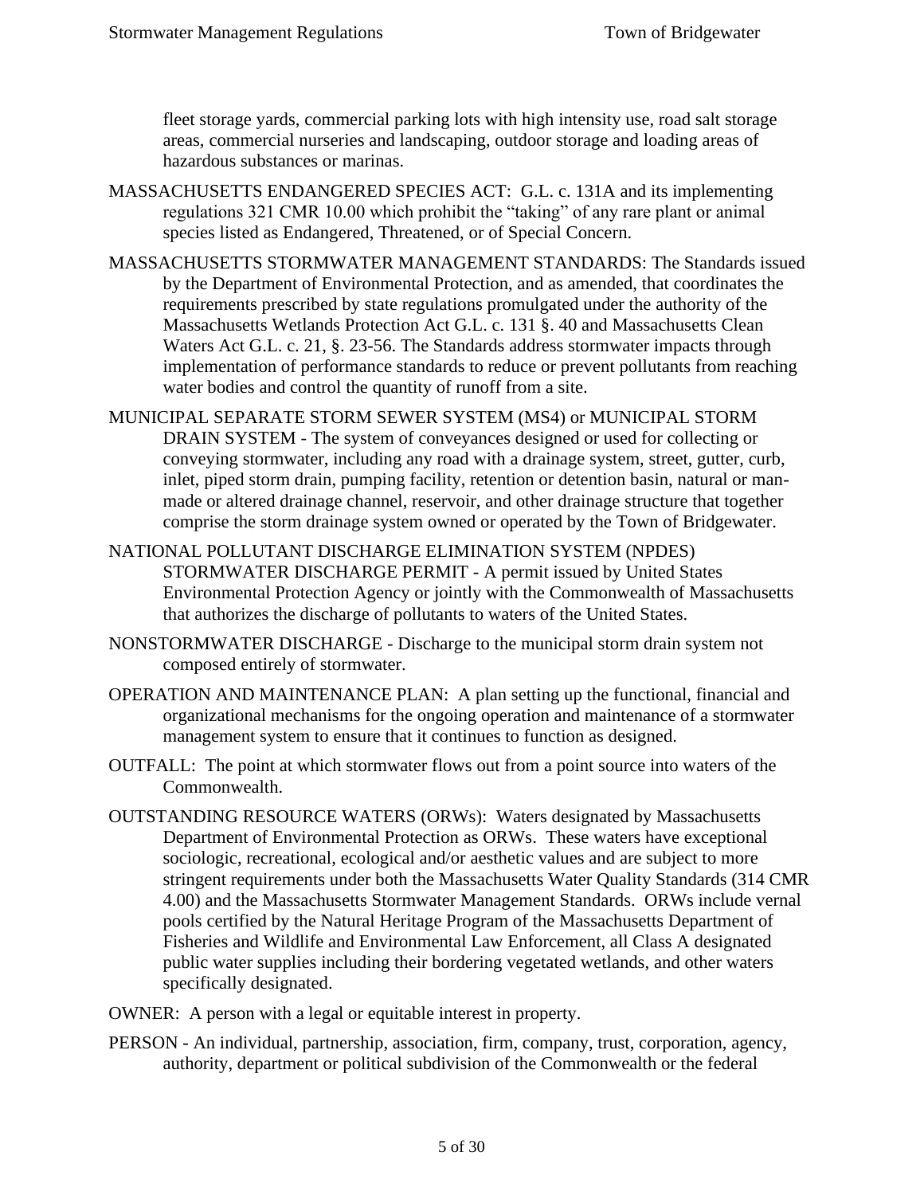fleet storage yards, commercial parking lots with high intensity use, road salt storage areas, commercial nurseries and landscaping, outdoor storage and loading areas of hazardous substances or marinas.

MASSACHUSETTS ENDANGERED SPECIES ACT: G.L. c. 131A and its implementing regulations 321 CMR 10.00 which prohibit the "taking" of any rare plant or animal species listed as Endangered, Threatened, or of Special Concern.

MASSACHUSETTS STORMWATER MANAGEMENT STANDARDS: The Standards issued by the Department of Environmental Protection, and as amended, that coordinates the requirements prescribed by state regulations promulgated under the authority of the Massachusetts Wetlands Protection Act G.L. c. 131 §. 40 and Massachusetts Clean Waters Act G.L. c. 21, §. 23-56. The Standards address stormwater impacts through implementation of performance standards to reduce or prevent pollutants from reaching water bodies and control the quantity of runoff from a site.

MUNICIPAL SEPARATE STORM SEWER SYSTEM (MS4) or MUNICIPAL STORM DRAIN SYSTEM - The system of conveyances designed or used for collecting or conveying stormwater, including any road with a drainage system, street, gutter, curb, inlet, piped storm drain, pumping facility, retention or detention basin, natural or man-made or altered drainage channel, reservoir, and other drainage structure that together comprise the storm drainage system owned or operated by the Town of Bridgewater.

NATIONAL POLLUTANT DISCHARGE ELIMINATION SYSTEM (NPDES) STORMWATER DISCHARGE PERMIT - A permit issued by United States Environmental Protection Agency or jointly with the Commonwealth of Massachusetts that authorizes the discharge of pollutants to waters of the United States.

NONSTORMWATER DISCHARGE - Discharge to the municipal storm drain system not composed entirely of stormwater.

OPERATION AND MAINTENANCE PLAN: A plan setting up the functional, financial and organizational mechanisms for the ongoing operation and maintenance of a stormwater management system to ensure that it continues to function as designed.

OUTFALL: The point at which stormwater flows out from a point source into waters of the Commonwealth.

OUTSTANDING RESOURCE WATERS (ORWs): Waters designated by Massachusetts Department of Environmental Protection as ORWs. These waters have exceptional sociologic, recreational, ecological and/or aesthetic values and are subject to more stringent requirements under both the Massachusetts Water Quality Standards (314 CMR 4.00) and the Massachusetts Stormwater Management Standards. ORWs include vernal pools certified by the Natural Heritage Program of the Massachusetts Department of Fisheries and Wildlife and Environmental Law Enforcement, all Class A designated public water supplies including their bordering vegetated wetlands, and other waters specifically designated.

OWNER: A person with a legal or equitable interest in property.

PERSON - An individual, partnership, association, firm, company, trust, corporation, agency, authority, department or political subdivision of the Commonwealth or the federal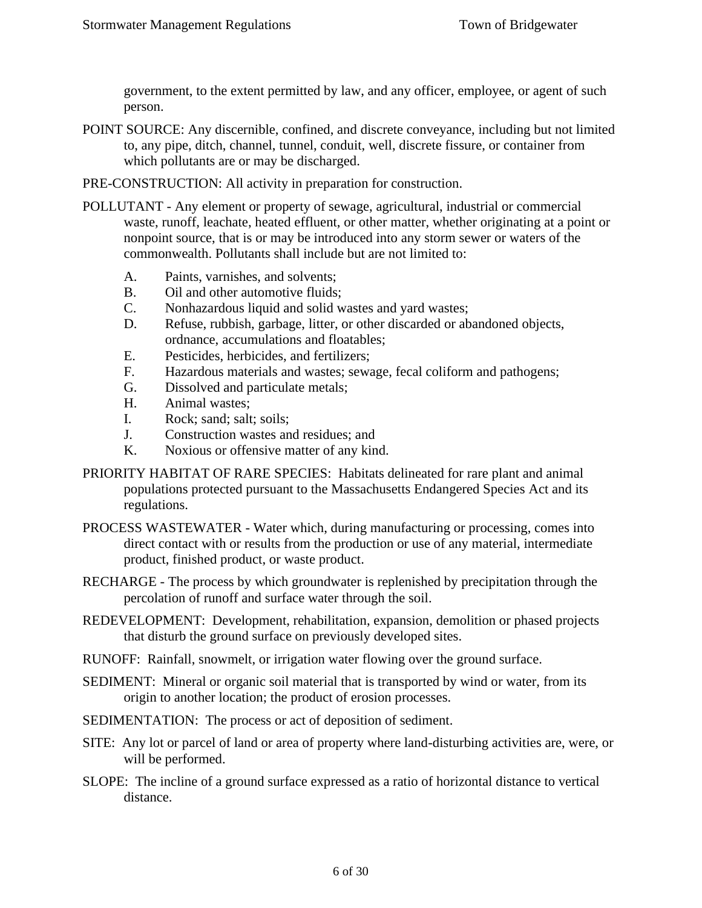government, to the extent permitted by law, and any officer, employee, or agent of such person.

POINT SOURCE: Any discernible, confined, and discrete conveyance, including but not limited to, any pipe, ditch, channel, tunnel, conduit, well, discrete fissure, or container from which pollutants are or may be discharged.

PRE-CONSTRUCTION: All activity in preparation for construction.

POLLUTANT - Any element or property of sewage, agricultural, industrial or commercial waste, runoff, leachate, heated effluent, or other matter, whether originating at a point or nonpoint source, that is or may be introduced into any storm sewer or waters of the commonwealth. Pollutants shall include but are not limited to:

- A. Paints, varnishes, and solvents;
- B. Oil and other automotive fluids;
- C. Nonhazardous liquid and solid wastes and yard wastes;
- D. Refuse, rubbish, garbage, litter, or other discarded or abandoned objects, ordnance, accumulations and floatables;
- E. Pesticides, herbicides, and fertilizers;
- F. Hazardous materials and wastes; sewage, fecal coliform and pathogens;
- G. Dissolved and particulate metals;
- H. Animal wastes;
- I. Rock; sand; salt; soils;
- J. Construction wastes and residues; and
- K. Noxious or offensive matter of any kind.

PRIORITY HABITAT OF RARE SPECIES: Habitats delineated for rare plant and animal populations protected pursuant to the Massachusetts Endangered Species Act and its regulations.

PROCESS WASTEWATER - Water which, during manufacturing or processing, comes into direct contact with or results from the production or use of any material, intermediate product, finished product, or waste product.

RECHARGE - The process by which groundwater is replenished by precipitation through the percolation of runoff and surface water through the soil.

REDEVELOPMENT: Development, rehabilitation, expansion, demolition or phased projects that disturb the ground surface on previously developed sites.

RUNOFF: Rainfall, snowmelt, or irrigation water flowing over the ground surface.

SEDIMENT: Mineral or organic soil material that is transported by wind or water, from its origin to another location; the product of erosion processes.

SEDIMENTATION: The process or act of deposition of sediment.

SITE: Any lot or parcel of land or area of property where land-disturbing activities are, were, or will be performed.

SLOPE: The incline of a ground surface expressed as a ratio of horizontal distance to vertical distance.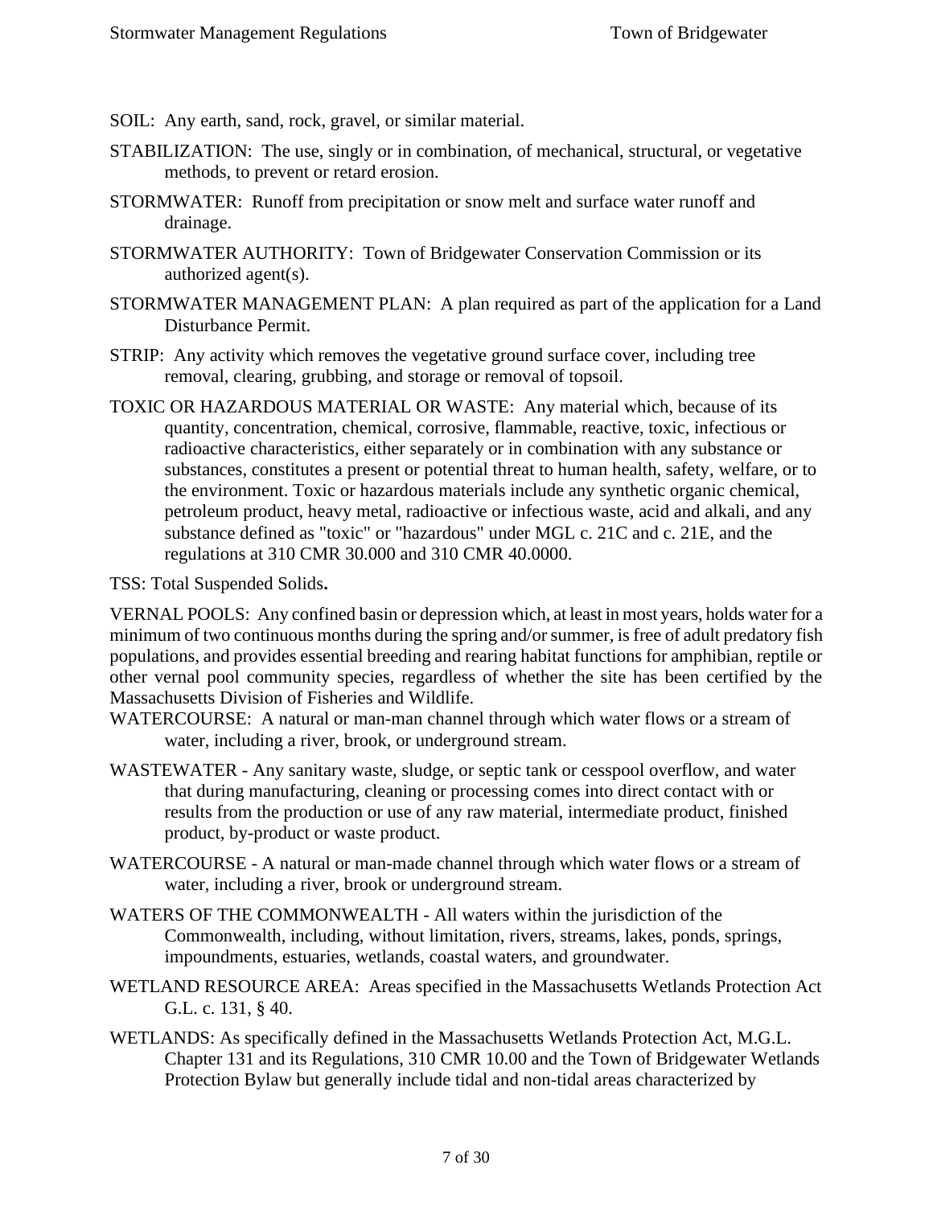SOIL: Any earth, sand, rock, gravel, or similar material.

STABILIZATION: The use, singly or in combination, of mechanical, structural, or vegetative methods, to prevent or retard erosion.

STORMWATER: Runoff from precipitation or snow melt and surface water runoff and drainage.

STORMWATER AUTHORITY: Town of Bridgewater Conservation Commission or its authorized agent(s).

STORMWATER MANAGEMENT PLAN: A plan required as part of the application for a Land Disturbance Permit.

STRIP: Any activity which removes the vegetative ground surface cover, including tree removal, clearing, grubbing, and storage or removal of topsoil.

TOXIC OR HAZARDOUS MATERIAL OR WASTE: Any material which, because of its quantity, concentration, chemical, corrosive, flammable, reactive, toxic, infectious or radioactive characteristics, either separately or in combination with any substance or substances, constitutes a present or potential threat to human health, safety, welfare, or to the environment. Toxic or hazardous materials include any synthetic organic chemical, petroleum product, heavy metal, radioactive or infectious waste, acid and alkali, and any substance defined as "toxic" or "hazardous" under MGL c. 21C and c. 21E, and the regulations at 310 CMR 30.000 and 310 CMR 40.0000.

TSS: Total Suspended Solids**.**

VERNAL POOLS: Any confined basin or depression which, at least in most years, holds water for a minimum of two continuous months during the spring and/or summer, is free of adult predatory fish populations, and provides essential breeding and rearing habitat functions for amphibian, reptile or other vernal pool community species, regardless of whether the site has been certified by the Massachusetts Division of Fisheries and Wildlife.

WATERCOURSE: A natural or man-man channel through which water flows or a stream of water, including a river, brook, or underground stream.

WASTEWATER - Any sanitary waste, sludge, or septic tank or cesspool overflow, and water that during manufacturing, cleaning or processing comes into direct contact with or results from the production or use of any raw material, intermediate product, finished product, by-product or waste product.

WATERCOURSE - A natural or man-made channel through which water flows or a stream of water, including a river, brook or underground stream.

WATERS OF THE COMMONWEALTH - All waters within the jurisdiction of the Commonwealth, including, without limitation, rivers, streams, lakes, ponds, springs, impoundments, estuaries, wetlands, coastal waters, and groundwater.

WETLAND RESOURCE AREA: Areas specified in the Massachusetts Wetlands Protection Act G.L. c. 131, § 40.

WETLANDS: As specifically defined in the Massachusetts Wetlands Protection Act, M.G.L. Chapter 131 and its Regulations, 310 CMR 10.00 and the Town of Bridgewater Wetlands Protection Bylaw but generally include tidal and non-tidal areas characterized by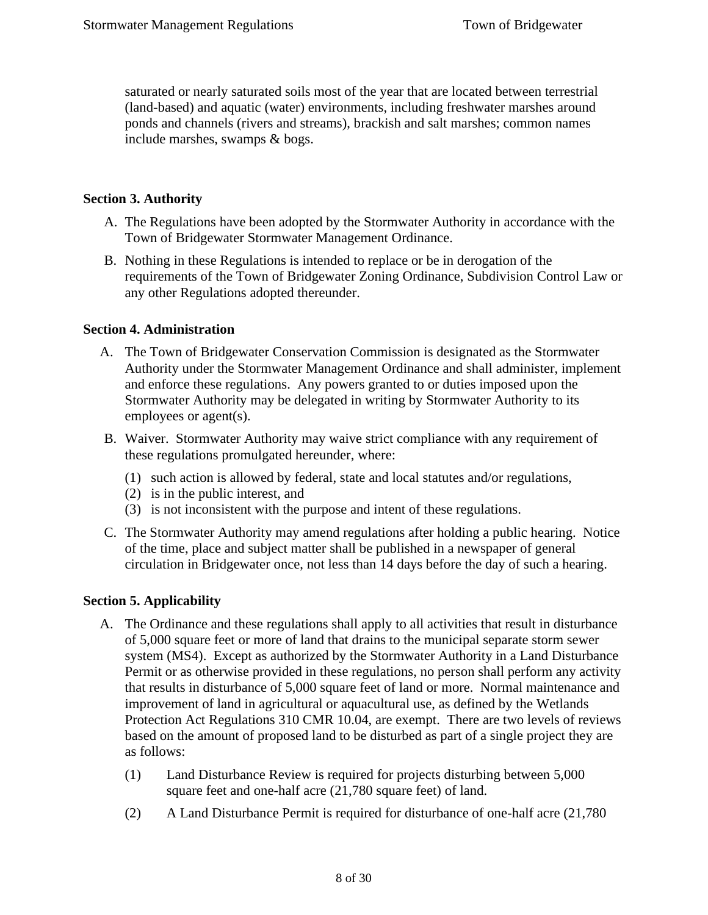saturated or nearly saturated soils most of the year that are located between terrestrial (land-based) and aquatic (water) environments, including freshwater marshes around ponds and channels (rivers and streams), brackish and salt marshes; common names include marshes, swamps & bogs.

### Section 3. Authority

A. The Regulations have been adopted by the Stormwater Authority in accordance with the Town of Bridgewater Stormwater Management Ordinance.

B. Nothing in these Regulations is intended to replace or be in derogation of the requirements of the Town of Bridgewater Zoning Ordinance, Subdivision Control Law or any other Regulations adopted thereunder.

### Section 4. Administration

A. The Town of Bridgewater Conservation Commission is designated as the Stormwater Authority under the Stormwater Management Ordinance and shall administer, implement and enforce these regulations. Any powers granted to or duties imposed upon the Stormwater Authority may be delegated in writing by Stormwater Authority to its employees or agent(s).

B. Waiver. Stormwater Authority may waive strict compliance with any requirement of these regulations promulgated hereunder, where:

   (1) such action is allowed by federal, state and local statutes and/or regulations,
   (2) is in the public interest, and
   (3) is not inconsistent with the purpose and intent of these regulations.

C. The Stormwater Authority may amend regulations after holding a public hearing. Notice of the time, place and subject matter shall be published in a newspaper of general circulation in Bridgewater once, not less than 14 days before the day of such a hearing.

### Section 5. Applicability

A. The Ordinance and these regulations shall apply to all activities that result in disturbance of 5,000 square feet or more of land that drains to the municipal separate storm sewer system (MS4). Except as authorized by the Stormwater Authority in a Land Disturbance Permit or as otherwise provided in these regulations, no person shall perform any activity that results in disturbance of 5,000 square feet of land or more. Normal maintenance and improvement of land in agricultural or aquacultural use, as defined by the Wetlands Protection Act Regulations 310 CMR 10.04, are exempt. There are two levels of reviews based on the amount of proposed land to be disturbed as part of a single project they are as follows:

   (1) Land Disturbance Review is required for projects disturbing between 5,000 square feet and one-half acre (21,780 square feet) of land.

   (2) A Land Disturbance Permit is required for disturbance of one-half acre (21,780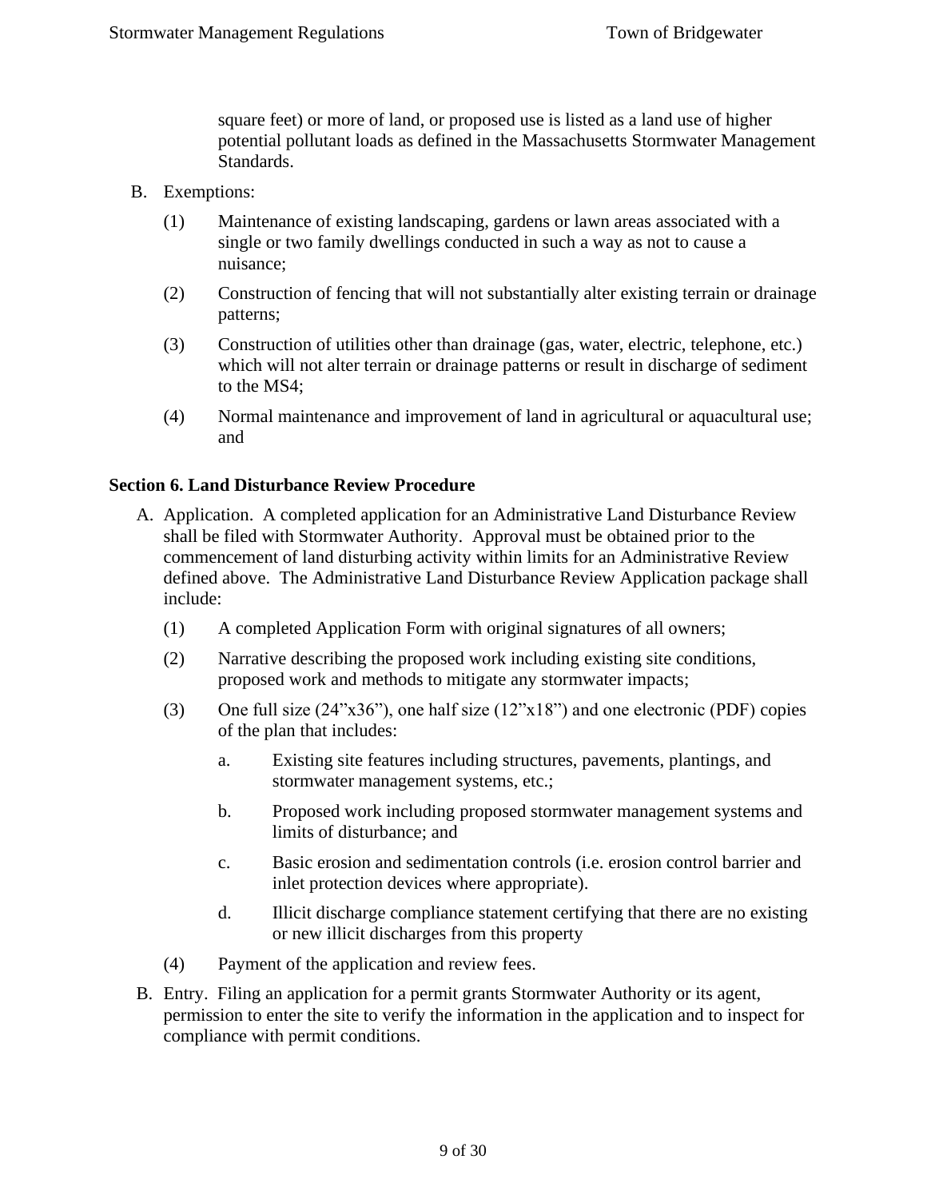square feet) or more of land, or proposed use is listed as a land use of higher potential pollutant loads as defined in the Massachusetts Stormwater Management Standards.

B. Exemptions:

(1) Maintenance of existing landscaping, gardens or lawn areas associated with a single or two family dwellings conducted in such a way as not to cause a nuisance;

(2) Construction of fencing that will not substantially alter existing terrain or drainage patterns;

(3) Construction of utilities other than drainage (gas, water, electric, telephone, etc.) which will not alter terrain or drainage patterns or result in discharge of sediment to the MS4;

(4) Normal maintenance and improvement of land in agricultural or aquacultural use; and

**Section 6. Land Disturbance Review Procedure**

A. Application. A completed application for an Administrative Land Disturbance Review shall be filed with Stormwater Authority. Approval must be obtained prior to the commencement of land disturbing activity within limits for an Administrative Review defined above. The Administrative Land Disturbance Review Application package shall include:

(1) A completed Application Form with original signatures of all owners;

(2) Narrative describing the proposed work including existing site conditions, proposed work and methods to mitigate any stormwater impacts;

(3) One full size (24"x36"), one half size (12"x18") and one electronic (PDF) copies of the plan that includes:

a. Existing site features including structures, pavements, plantings, and stormwater management systems, etc.;

b. Proposed work including proposed stormwater management systems and limits of disturbance; and

c. Basic erosion and sedimentation controls (i.e. erosion control barrier and inlet protection devices where appropriate).

d. Illicit discharge compliance statement certifying that there are no existing or new illicit discharges from this property

(4) Payment of the application and review fees.

B. Entry. Filing an application for a permit grants Stormwater Authority or its agent, permission to enter the site to verify the information in the application and to inspect for compliance with permit conditions.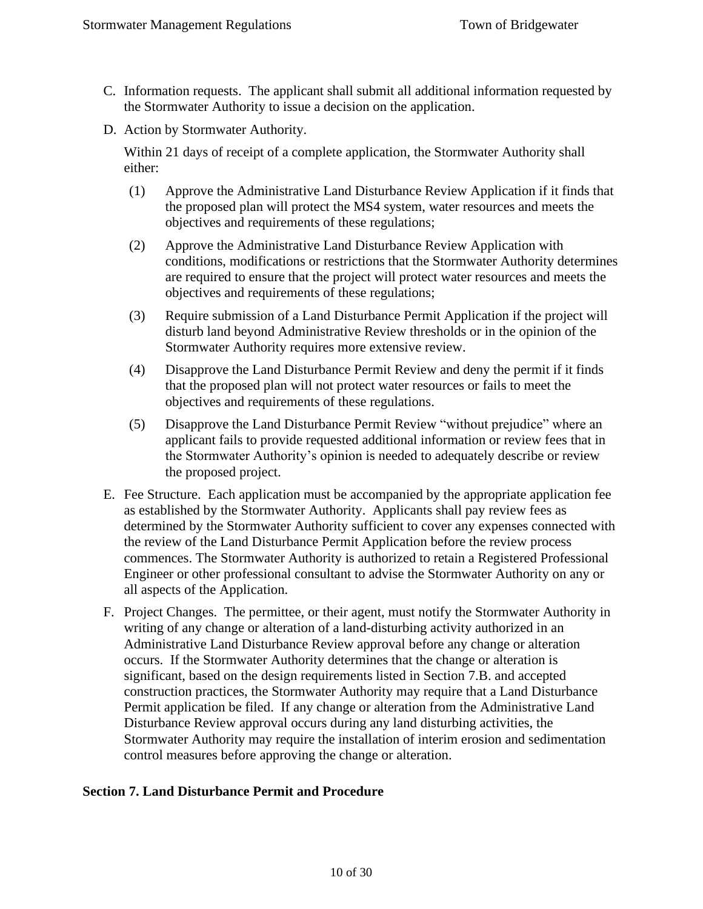C. Information requests. The applicant shall submit all additional information requested by the Stormwater Authority to issue a decision on the application.

D. Action by Stormwater Authority.

   Within 21 days of receipt of a complete application, the Stormwater Authority shall either:

   (1) Approve the Administrative Land Disturbance Review Application if it finds that the proposed plan will protect the MS4 system, water resources and meets the objectives and requirements of these regulations;

   (2) Approve the Administrative Land Disturbance Review Application with conditions, modifications or restrictions that the Stormwater Authority determines are required to ensure that the project will protect water resources and meets the objectives and requirements of these regulations;

   (3) Require submission of a Land Disturbance Permit Application if the project will disturb land beyond Administrative Review thresholds or in the opinion of the Stormwater Authority requires more extensive review.

   (4) Disapprove the Land Disturbance Permit Review and deny the permit if it finds that the proposed plan will not protect water resources or fails to meet the objectives and requirements of these regulations.

   (5) Disapprove the Land Disturbance Permit Review "without prejudice" where an applicant fails to provide requested additional information or review fees that in the Stormwater Authority's opinion is needed to adequately describe or review the proposed project.

E. Fee Structure. Each application must be accompanied by the appropriate application fee as established by the Stormwater Authority. Applicants shall pay review fees as determined by the Stormwater Authority sufficient to cover any expenses connected with the review of the Land Disturbance Permit Application before the review process commences. The Stormwater Authority is authorized to retain a Registered Professional Engineer or other professional consultant to advise the Stormwater Authority on any or all aspects of the Application.

F. Project Changes. The permittee, or their agent, must notify the Stormwater Authority in writing of any change or alteration of a land-disturbing activity authorized in an Administrative Land Disturbance Review approval before any change or alteration occurs. If the Stormwater Authority determines that the change or alteration is significant, based on the design requirements listed in Section 7.B. and accepted construction practices, the Stormwater Authority may require that a Land Disturbance Permit application be filed. If any change or alteration from the Administrative Land Disturbance Review approval occurs during any land disturbing activities, the Stormwater Authority may require the installation of interim erosion and sedimentation control measures before approving the change or alteration.

## Section 7. Land Disturbance Permit and Procedure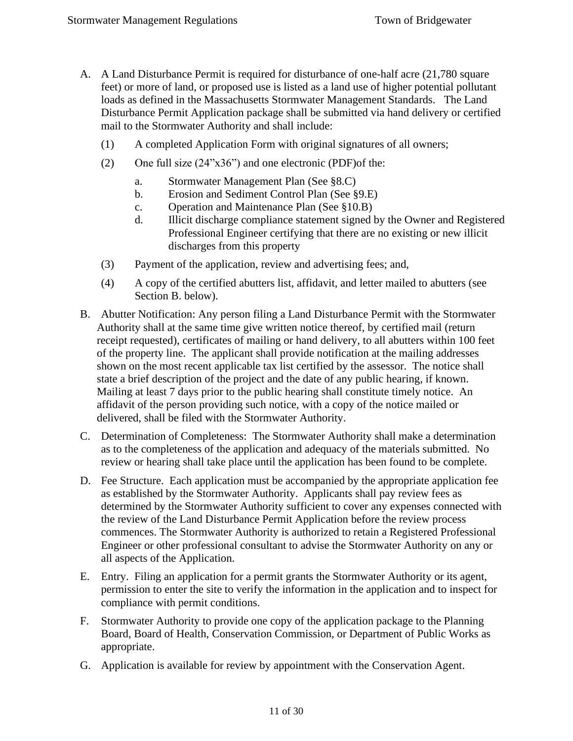A. A Land Disturbance Permit is required for disturbance of one-half acre (21,780 square feet) or more of land, or proposed use is listed as a land use of higher potential pollutant loads as defined in the Massachusetts Stormwater Management Standards. The Land Disturbance Permit Application package shall be submitted via hand delivery or certified mail to the Stormwater Authority and shall include:

   (1) A completed Application Form with original signatures of all owners;

   (2) One full size (24"x36") and one electronic (PDF)of the:

      a. Stormwater Management Plan (See §8.C)
      b. Erosion and Sediment Control Plan (See §9.E)
      c. Operation and Maintenance Plan (See §10.B)
      d. Illicit discharge compliance statement signed by the Owner and Registered Professional Engineer certifying that there are no existing or new illicit discharges from this property

   (3) Payment of the application, review and advertising fees; and,

   (4) A copy of the certified abutters list, affidavit, and letter mailed to abutters (see Section B. below).

B. Abutter Notification: Any person filing a Land Disturbance Permit with the Stormwater Authority shall at the same time give written notice thereof, by certified mail (return receipt requested), certificates of mailing or hand delivery, to all abutters within 100 feet of the property line. The applicant shall provide notification at the mailing addresses shown on the most recent applicable tax list certified by the assessor. The notice shall state a brief description of the project and the date of any public hearing, if known. Mailing at least 7 days prior to the public hearing shall constitute timely notice. An affidavit of the person providing such notice, with a copy of the notice mailed or delivered, shall be filed with the Stormwater Authority.

C. Determination of Completeness: The Stormwater Authority shall make a determination as to the completeness of the application and adequacy of the materials submitted. No review or hearing shall take place until the application has been found to be complete.

D. Fee Structure. Each application must be accompanied by the appropriate application fee as established by the Stormwater Authority. Applicants shall pay review fees as determined by the Stormwater Authority sufficient to cover any expenses connected with the review of the Land Disturbance Permit Application before the review process commences. The Stormwater Authority is authorized to retain a Registered Professional Engineer or other professional consultant to advise the Stormwater Authority on any or all aspects of the Application.

E. Entry. Filing an application for a permit grants the Stormwater Authority or its agent, permission to enter the site to verify the information in the application and to inspect for compliance with permit conditions.

F. Stormwater Authority to provide one copy of the application package to the Planning Board, Board of Health, Conservation Commission, or Department of Public Works as appropriate.

G. Application is available for review by appointment with the Conservation Agent.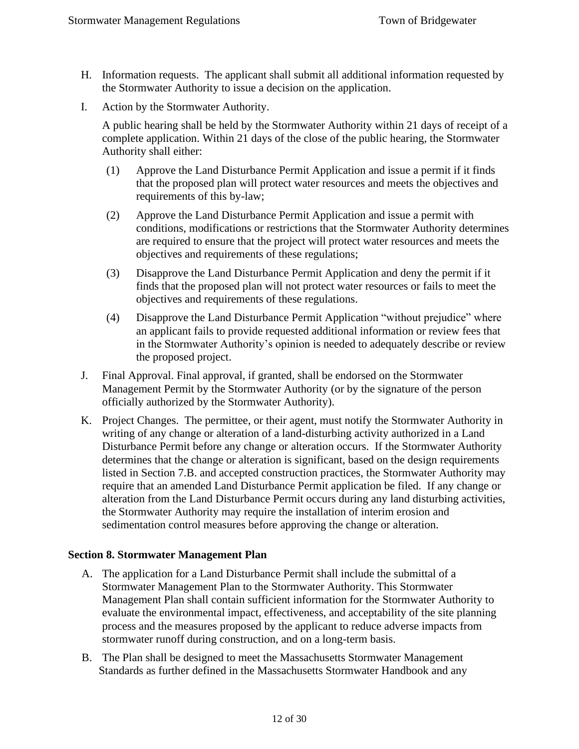H. Information requests. The applicant shall submit all additional information requested by the Stormwater Authority to issue a decision on the application.

I. Action by the Stormwater Authority.

   A public hearing shall be held by the Stormwater Authority within 21 days of receipt of a complete application. Within 21 days of the close of the public hearing, the Stormwater Authority shall either:

   (1) Approve the Land Disturbance Permit Application and issue a permit if it finds that the proposed plan will protect water resources and meets the objectives and requirements of this by-law;

   (2) Approve the Land Disturbance Permit Application and issue a permit with conditions, modifications or restrictions that the Stormwater Authority determines are required to ensure that the project will protect water resources and meets the objectives and requirements of these regulations;

   (3) Disapprove the Land Disturbance Permit Application and deny the permit if it finds that the proposed plan will not protect water resources or fails to meet the objectives and requirements of these regulations.

   (4) Disapprove the Land Disturbance Permit Application "without prejudice" where an applicant fails to provide requested additional information or review fees that in the Stormwater Authority's opinion is needed to adequately describe or review the proposed project.

J. Final Approval. Final approval, if granted, shall be endorsed on the Stormwater Management Permit by the Stormwater Authority (or by the signature of the person officially authorized by the Stormwater Authority).

K. Project Changes. The permittee, or their agent, must notify the Stormwater Authority in writing of any change or alteration of a land-disturbing activity authorized in a Land Disturbance Permit before any change or alteration occurs. If the Stormwater Authority determines that the change or alteration is significant, based on the design requirements listed in Section 7.B. and accepted construction practices, the Stormwater Authority may require that an amended Land Disturbance Permit application be filed. If any change or alteration from the Land Disturbance Permit occurs during any land disturbing activities, the Stormwater Authority may require the installation of interim erosion and sedimentation control measures before approving the change or alteration.

**Section 8. Stormwater Management Plan**

A. The application for a Land Disturbance Permit shall include the submittal of a Stormwater Management Plan to the Stormwater Authority. This Stormwater Management Plan shall contain sufficient information for the Stormwater Authority to evaluate the environmental impact, effectiveness, and acceptability of the site planning process and the measures proposed by the applicant to reduce adverse impacts from stormwater runoff during construction, and on a long-term basis.

B. The Plan shall be designed to meet the Massachusetts Stormwater Management Standards as further defined in the Massachusetts Stormwater Handbook and any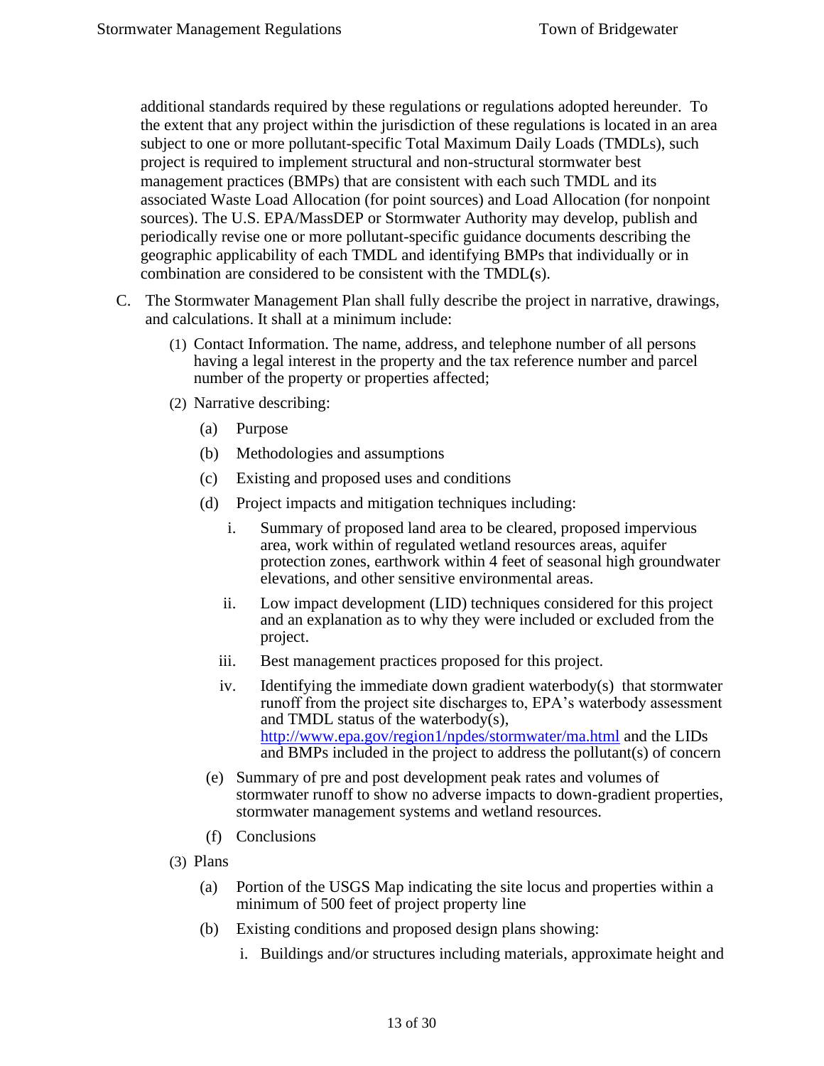additional standards required by these regulations or regulations adopted hereunder. To the extent that any project within the jurisdiction of these regulations is located in an area subject to one or more pollutant-specific Total Maximum Daily Loads (TMDLs), such project is required to implement structural and non-structural stormwater best management practices (BMPs) that are consistent with each such TMDL and its associated Waste Load Allocation (for point sources) and Load Allocation (for nonpoint sources). The U.S. EPA/MassDEP or Stormwater Authority may develop, publish and periodically revise one or more pollutant-specific guidance documents describing the geographic applicability of each TMDL and identifying BMPs that individually or in combination are considered to be consistent with the TMDL(s).

C. The Stormwater Management Plan shall fully describe the project in narrative, drawings, and calculations. It shall at a minimum include:

   (1) Contact Information. The name, address, and telephone number of all persons having a legal interest in the property and the tax reference number and parcel number of the property or properties affected;

   (2) Narrative describing:

      (a) Purpose

      (b) Methodologies and assumptions

      (c) Existing and proposed uses and conditions

      (d) Project impacts and mitigation techniques including:

         i. Summary of proposed land area to be cleared, proposed impervious area, work within of regulated wetland resources areas, aquifer protection zones, earthwork within 4 feet of seasonal high groundwater elevations, and other sensitive environmental areas.

         ii. Low impact development (LID) techniques considered for this project and an explanation as to why they were included or excluded from the project.

         iii. Best management practices proposed for this project.

         iv. Identifying the immediate down gradient waterbody(s) that stormwater runoff from the project site discharges to, EPA's waterbody assessment and TMDL status of the waterbody(s), http://www.epa.gov/region1/npdes/stormwater/ma.html and the LIDs and BMPs included in the project to address the pollutant(s) of concern

      (e) Summary of pre and post development peak rates and volumes of stormwater runoff to show no adverse impacts to down-gradient properties, stormwater management systems and wetland resources.

      (f) Conclusions

   (3) Plans

      (a) Portion of the USGS Map indicating the site locus and properties within a minimum of 500 feet of project property line

      (b) Existing conditions and proposed design plans showing:

         i. Buildings and/or structures including materials, approximate height and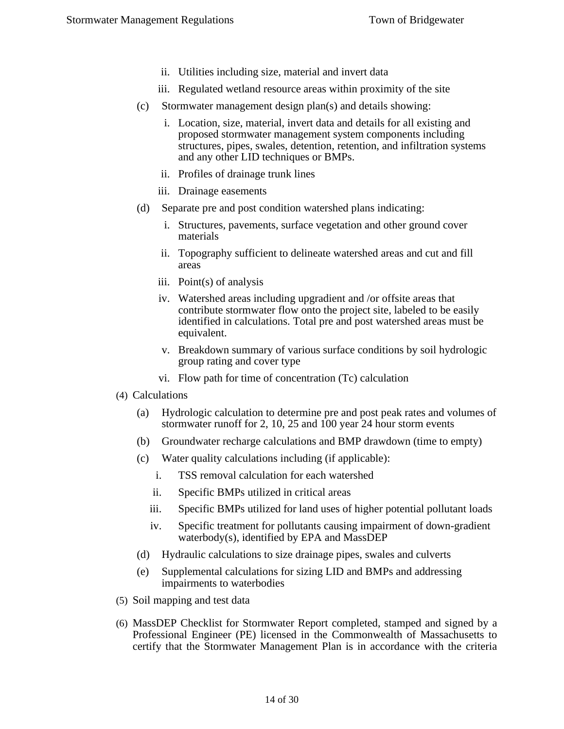- ii. Utilities including size, material and invert data
   - iii. Regulated wetland resource areas within proximity of the site

- (c) Stormwater management design plan(s) and details showing:
   - i. Location, size, material, invert data and details for all existing and proposed stormwater management system components including structures, pipes, swales, detention, retention, and infiltration systems and any other LID techniques or BMPs.
   - ii. Profiles of drainage trunk lines
   - iii. Drainage easements

- (d) Separate pre and post condition watershed plans indicating:
   - i. Structures, pavements, surface vegetation and other ground cover materials
   - ii. Topography sufficient to delineate watershed areas and cut and fill areas
   - iii. Point(s) of analysis
   - iv. Watershed areas including upgradient and /or offsite areas that contribute stormwater flow onto the project site, labeled to be easily identified in calculations. Total pre and post watershed areas must be equivalent.
   - v. Breakdown summary of various surface conditions by soil hydrologic group rating and cover type
   - vi. Flow path for time of concentration (Tc) calculation

(4) Calculations

- (a) Hydrologic calculation to determine pre and post peak rates and volumes of stormwater runoff for 2, 10, 25 and 100 year 24 hour storm events
- (b) Groundwater recharge calculations and BMP drawdown (time to empty)
- (c) Water quality calculations including (if applicable):
   - i. TSS removal calculation for each watershed
   - ii. Specific BMPs utilized in critical areas
   - iii. Specific BMPs utilized for land uses of higher potential pollutant loads
   - iv. Specific treatment for pollutants causing impairment of down-gradient waterbody(s), identified by EPA and MassDEP
- (d) Hydraulic calculations to size drainage pipes, swales and culverts
- (e) Supplemental calculations for sizing LID and BMPs and addressing impairments to waterbodies

(5) Soil mapping and test data

(6) MassDEP Checklist for Stormwater Report completed, stamped and signed by a Professional Engineer (PE) licensed in the Commonwealth of Massachusetts to certify that the Stormwater Management Plan is in accordance with the criteria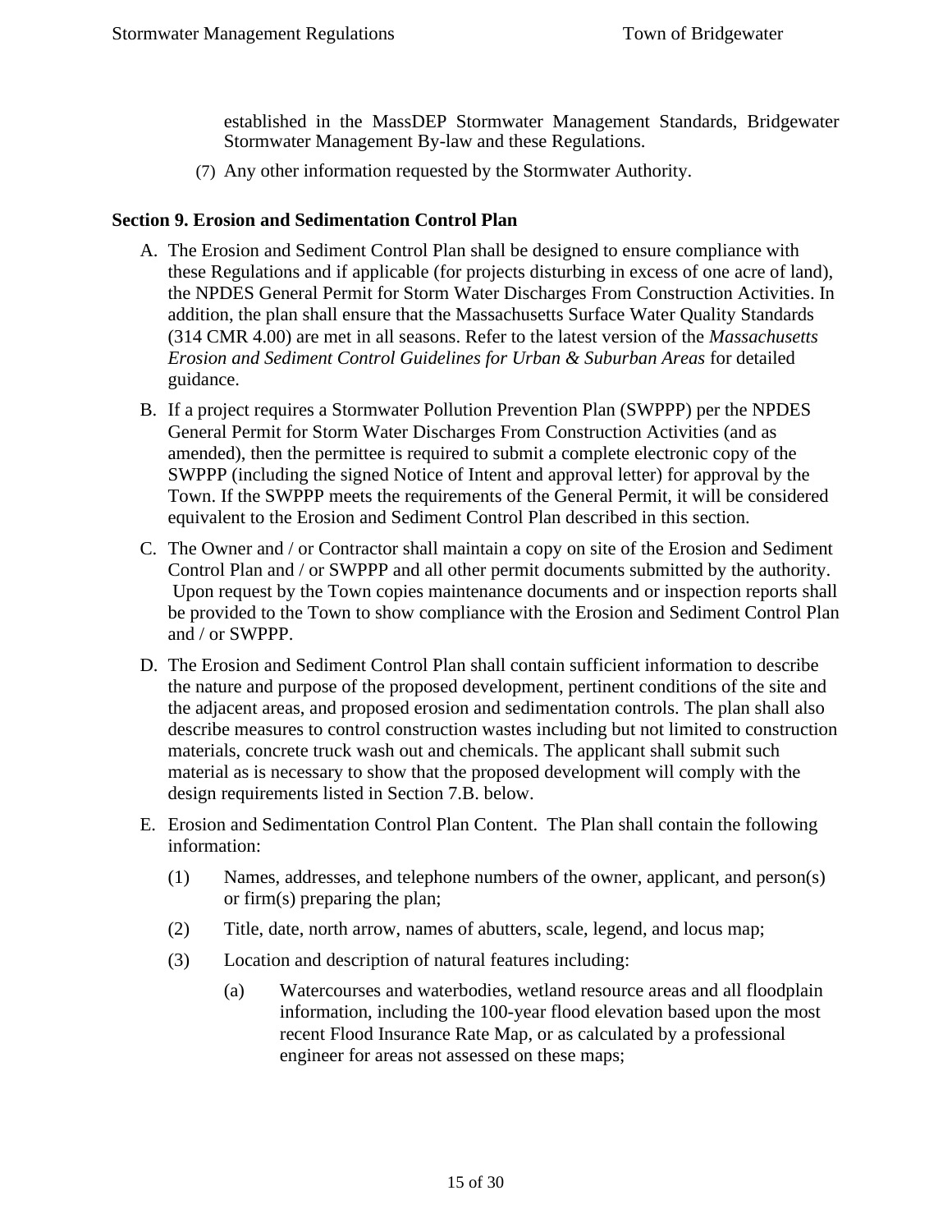established in the MassDEP Stormwater Management Standards, Bridgewater Stormwater Management By-law and these Regulations.

(7) Any other information requested by the Stormwater Authority.

**Section 9. Erosion and Sedimentation Control Plan**

A. The Erosion and Sediment Control Plan shall be designed to ensure compliance with these Regulations and if applicable (for projects disturbing in excess of one acre of land), the NPDES General Permit for Storm Water Discharges From Construction Activities. In addition, the plan shall ensure that the Massachusetts Surface Water Quality Standards (314 CMR 4.00) are met in all seasons. Refer to the latest version of the *Massachusetts Erosion and Sediment Control Guidelines for Urban & Suburban Areas* for detailed guidance.

B. If a project requires a Stormwater Pollution Prevention Plan (SWPPP) per the NPDES General Permit for Storm Water Discharges From Construction Activities (and as amended), then the permittee is required to submit a complete electronic copy of the SWPPP (including the signed Notice of Intent and approval letter) for approval by the Town. If the SWPPP meets the requirements of the General Permit, it will be considered equivalent to the Erosion and Sediment Control Plan described in this section.

C. The Owner and / or Contractor shall maintain a copy on site of the Erosion and Sediment Control Plan and / or SWPPP and all other permit documents submitted by the authority. Upon request by the Town copies maintenance documents and or inspection reports shall be provided to the Town to show compliance with the Erosion and Sediment Control Plan and / or SWPPP.

D. The Erosion and Sediment Control Plan shall contain sufficient information to describe the nature and purpose of the proposed development, pertinent conditions of the site and the adjacent areas, and proposed erosion and sedimentation controls. The plan shall also describe measures to control construction wastes including but not limited to construction materials, concrete truck wash out and chemicals. The applicant shall submit such material as is necessary to show that the proposed development will comply with the design requirements listed in Section 7.B. below.

E. Erosion and Sedimentation Control Plan Content. The Plan shall contain the following information:

   (1) Names, addresses, and telephone numbers of the owner, applicant, and person(s) or firm(s) preparing the plan;

   (2) Title, date, north arrow, names of abutters, scale, legend, and locus map;

   (3) Location and description of natural features including:

      (a) Watercourses and waterbodies, wetland resource areas and all floodplain information, including the 100-year flood elevation based upon the most recent Flood Insurance Rate Map, or as calculated by a professional engineer for areas not assessed on these maps;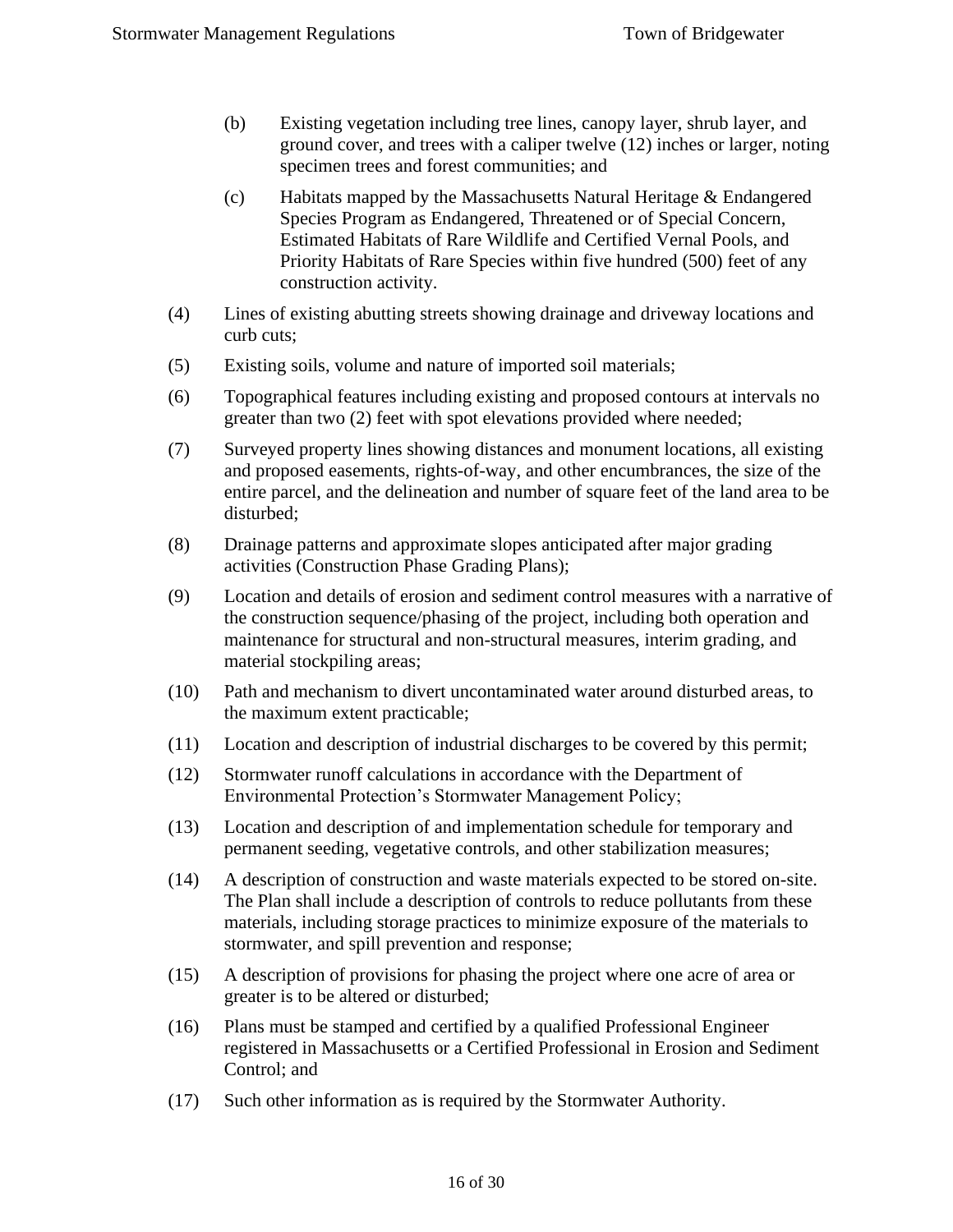(b) Existing vegetation including tree lines, canopy layer, shrub layer, and ground cover, and trees with a caliper twelve (12) inches or larger, noting specimen trees and forest communities; and

(c) Habitats mapped by the Massachusetts Natural Heritage & Endangered Species Program as Endangered, Threatened or of Special Concern, Estimated Habitats of Rare Wildlife and Certified Vernal Pools, and Priority Habitats of Rare Species within five hundred (500) feet of any construction activity.

(4) Lines of existing abutting streets showing drainage and driveway locations and curb cuts;

(5) Existing soils, volume and nature of imported soil materials;

(6) Topographical features including existing and proposed contours at intervals no greater than two (2) feet with spot elevations provided where needed;

(7) Surveyed property lines showing distances and monument locations, all existing and proposed easements, rights-of-way, and other encumbrances, the size of the entire parcel, and the delineation and number of square feet of the land area to be disturbed;

(8) Drainage patterns and approximate slopes anticipated after major grading activities (Construction Phase Grading Plans);

(9) Location and details of erosion and sediment control measures with a narrative of the construction sequence/phasing of the project, including both operation and maintenance for structural and non-structural measures, interim grading, and material stockpiling areas;

(10) Path and mechanism to divert uncontaminated water around disturbed areas, to the maximum extent practicable;

(11) Location and description of industrial discharges to be covered by this permit;

(12) Stormwater runoff calculations in accordance with the Department of Environmental Protection's Stormwater Management Policy;

(13) Location and description of and implementation schedule for temporary and permanent seeding, vegetative controls, and other stabilization measures;

(14) A description of construction and waste materials expected to be stored on-site. The Plan shall include a description of controls to reduce pollutants from these materials, including storage practices to minimize exposure of the materials to stormwater, and spill prevention and response;

(15) A description of provisions for phasing the project where one acre of area or greater is to be altered or disturbed;

(16) Plans must be stamped and certified by a qualified Professional Engineer registered in Massachusetts or a Certified Professional in Erosion and Sediment Control; and

(17) Such other information as is required by the Stormwater Authority.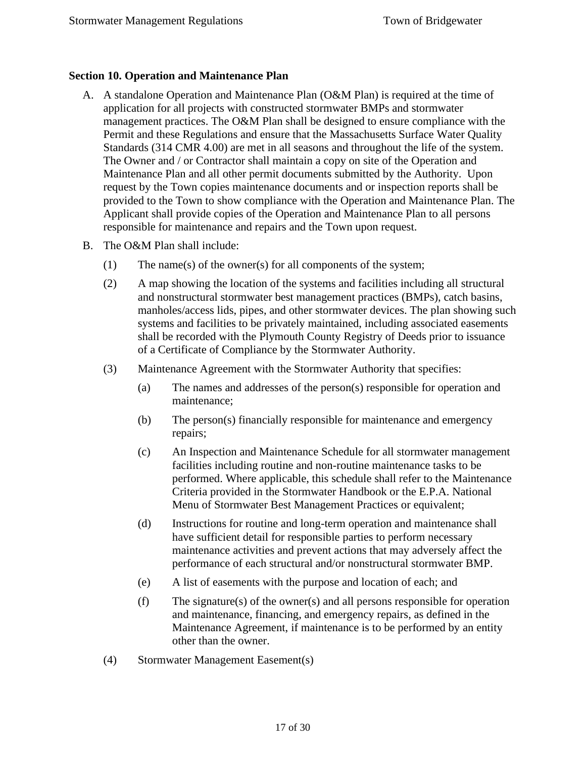### Section 10. Operation and Maintenance Plan

A. A standalone Operation and Maintenance Plan (O&M Plan) is required at the time of application for all projects with constructed stormwater BMPs and stormwater management practices. The O&M Plan shall be designed to ensure compliance with the Permit and these Regulations and ensure that the Massachusetts Surface Water Quality Standards (314 CMR 4.00) are met in all seasons and throughout the life of the system. The Owner and / or Contractor shall maintain a copy on site of the Operation and Maintenance Plan and all other permit documents submitted by the Authority. Upon request by the Town copies maintenance documents and or inspection reports shall be provided to the Town to show compliance with the Operation and Maintenance Plan. The Applicant shall provide copies of the Operation and Maintenance Plan to all persons responsible for maintenance and repairs and the Town upon request.

B. The O&M Plan shall include:

   (1) The name(s) of the owner(s) for all components of the system;

   (2) A map showing the location of the systems and facilities including all structural and nonstructural stormwater best management practices (BMPs), catch basins, manholes/access lids, pipes, and other stormwater devices. The plan showing such systems and facilities to be privately maintained, including associated easements shall be recorded with the Plymouth County Registry of Deeds prior to issuance of a Certificate of Compliance by the Stormwater Authority.

   (3) Maintenance Agreement with the Stormwater Authority that specifies:

      (a) The names and addresses of the person(s) responsible for operation and maintenance;

      (b) The person(s) financially responsible for maintenance and emergency repairs;

      (c) An Inspection and Maintenance Schedule for all stormwater management facilities including routine and non-routine maintenance tasks to be performed. Where applicable, this schedule shall refer to the Maintenance Criteria provided in the Stormwater Handbook or the E.P.A. National Menu of Stormwater Best Management Practices or equivalent;

      (d) Instructions for routine and long-term operation and maintenance shall have sufficient detail for responsible parties to perform necessary maintenance activities and prevent actions that may adversely affect the performance of each structural and/or nonstructural stormwater BMP.

      (e) A list of easements with the purpose and location of each; and

      (f) The signature(s) of the owner(s) and all persons responsible for operation and maintenance, financing, and emergency repairs, as defined in the Maintenance Agreement, if maintenance is to be performed by an entity other than the owner.

   (4) Stormwater Management Easement(s)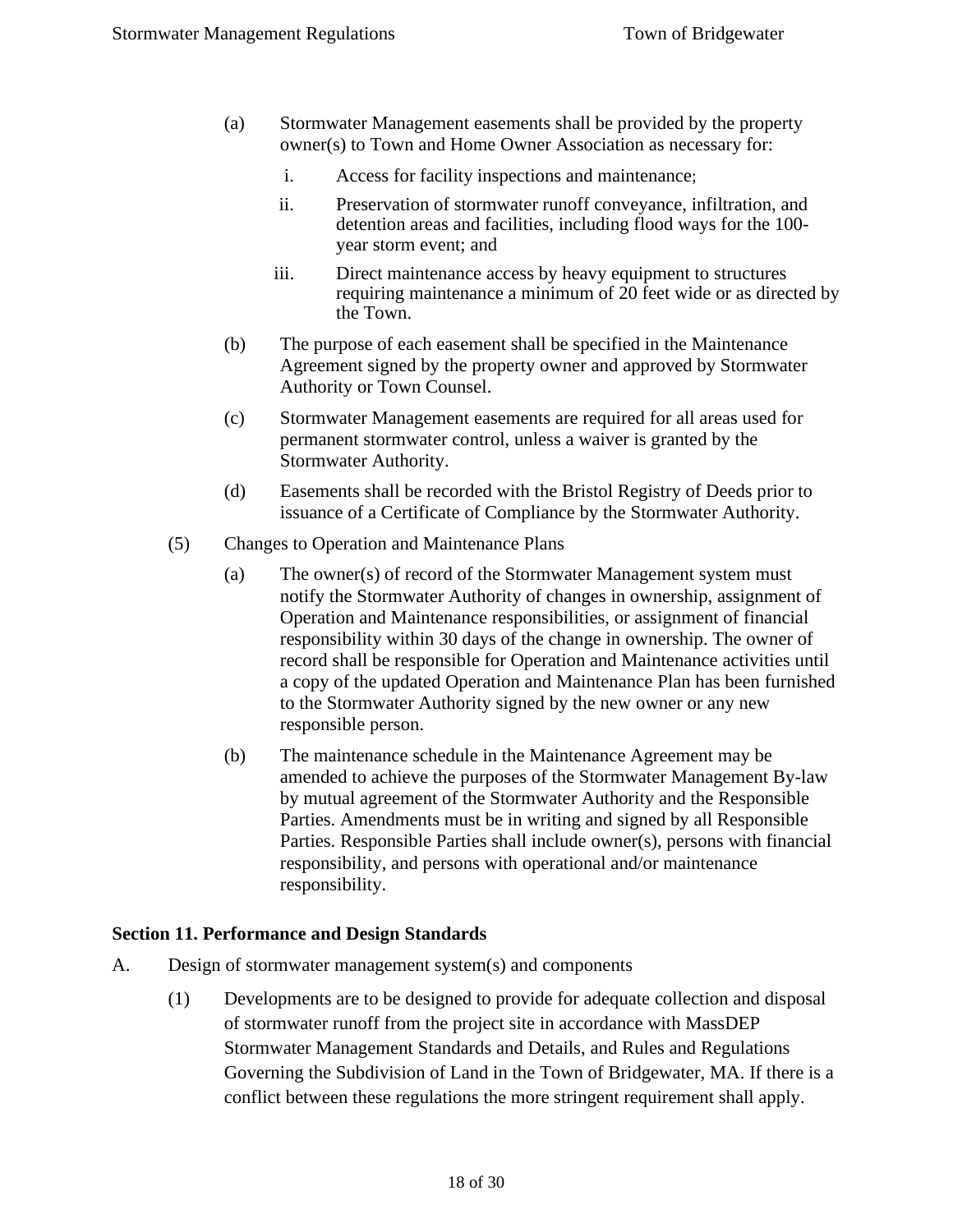(a) Stormwater Management easements shall be provided by the property owner(s) to Town and Home Owner Association as necessary for:

   i. Access for facility inspections and maintenance;

   ii. Preservation of stormwater runoff conveyance, infiltration, and detention areas and facilities, including flood ways for the 100-year storm event; and

   iii. Direct maintenance access by heavy equipment to structures requiring maintenance a minimum of 20 feet wide or as directed by the Town.

(b) The purpose of each easement shall be specified in the Maintenance Agreement signed by the property owner and approved by Stormwater Authority or Town Counsel.

(c) Stormwater Management easements are required for all areas used for permanent stormwater control, unless a waiver is granted by the Stormwater Authority.

(d) Easements shall be recorded with the Bristol Registry of Deeds prior to issuance of a Certificate of Compliance by the Stormwater Authority.

(5) Changes to Operation and Maintenance Plans

(a) The owner(s) of record of the Stormwater Management system must notify the Stormwater Authority of changes in ownership, assignment of Operation and Maintenance responsibilities, or assignment of financial responsibility within 30 days of the change in ownership. The owner of record shall be responsible for Operation and Maintenance activities until a copy of the updated Operation and Maintenance Plan has been furnished to the Stormwater Authority signed by the new owner or any new responsible person.

(b) The maintenance schedule in the Maintenance Agreement may be amended to achieve the purposes of the Stormwater Management By-law by mutual agreement of the Stormwater Authority and the Responsible Parties. Amendments must be in writing and signed by all Responsible Parties. Responsible Parties shall include owner(s), persons with financial responsibility, and persons with operational and/or maintenance responsibility.

## Section 11. Performance and Design Standards

A. Design of stormwater management system(s) and components

(1) Developments are to be designed to provide for adequate collection and disposal of stormwater runoff from the project site in accordance with MassDEP Stormwater Management Standards and Details, and Rules and Regulations Governing the Subdivision of Land in the Town of Bridgewater, MA. If there is a conflict between these regulations the more stringent requirement shall apply.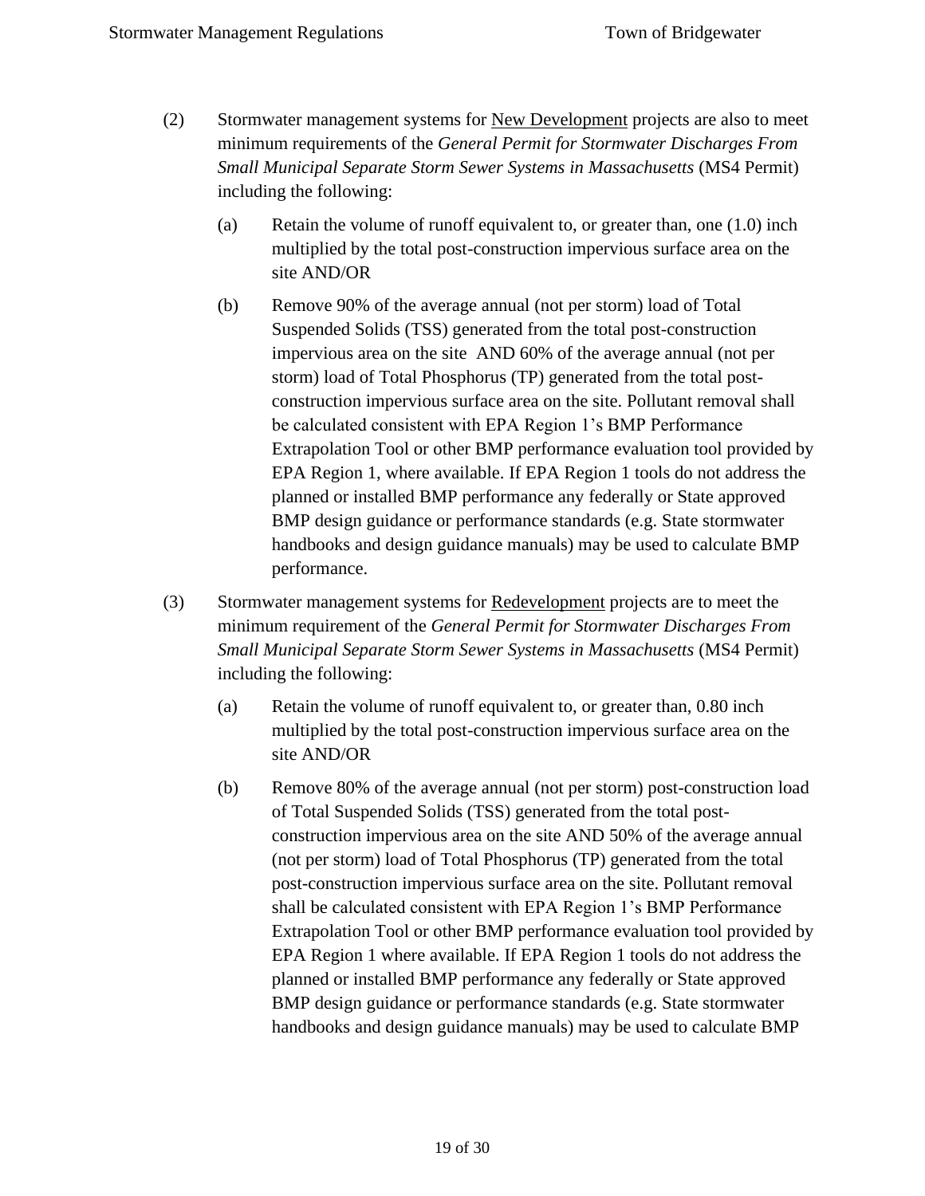(2) Stormwater management systems for <u>New Development</u> projects are also to meet minimum requirements of the *General Permit for Stormwater Discharges From Small Municipal Separate Storm Sewer Systems in Massachusetts* (MS4 Permit) including the following:

   (a) Retain the volume of runoff equivalent to, or greater than, one (1.0) inch multiplied by the total post-construction impervious surface area on the site AND/OR

   (b) Remove 90% of the average annual (not per storm) load of Total Suspended Solids (TSS) generated from the total post-construction impervious area on the site AND 60% of the average annual (not per storm) load of Total Phosphorus (TP) generated from the total post-construction impervious surface area on the site. Pollutant removal shall be calculated consistent with EPA Region 1's BMP Performance Extrapolation Tool or other BMP performance evaluation tool provided by EPA Region 1, where available. If EPA Region 1 tools do not address the planned or installed BMP performance any federally or State approved BMP design guidance or performance standards (e.g. State stormwater handbooks and design guidance manuals) may be used to calculate BMP performance.

(3) Stormwater management systems for <u>Redevelopment</u> projects are to meet the minimum requirement of the *General Permit for Stormwater Discharges From Small Municipal Separate Storm Sewer Systems in Massachusetts* (MS4 Permit) including the following:

   (a) Retain the volume of runoff equivalent to, or greater than, 0.80 inch multiplied by the total post-construction impervious surface area on the site AND/OR

   (b) Remove 80% of the average annual (not per storm) post-construction load of Total Suspended Solids (TSS) generated from the total post-construction impervious area on the site AND 50% of the average annual (not per storm) load of Total Phosphorus (TP) generated from the total post-construction impervious surface area on the site. Pollutant removal shall be calculated consistent with EPA Region 1's BMP Performance Extrapolation Tool or other BMP performance evaluation tool provided by EPA Region 1 where available. If EPA Region 1 tools do not address the planned or installed BMP performance any federally or State approved BMP design guidance or performance standards (e.g. State stormwater handbooks and design guidance manuals) may be used to calculate BMP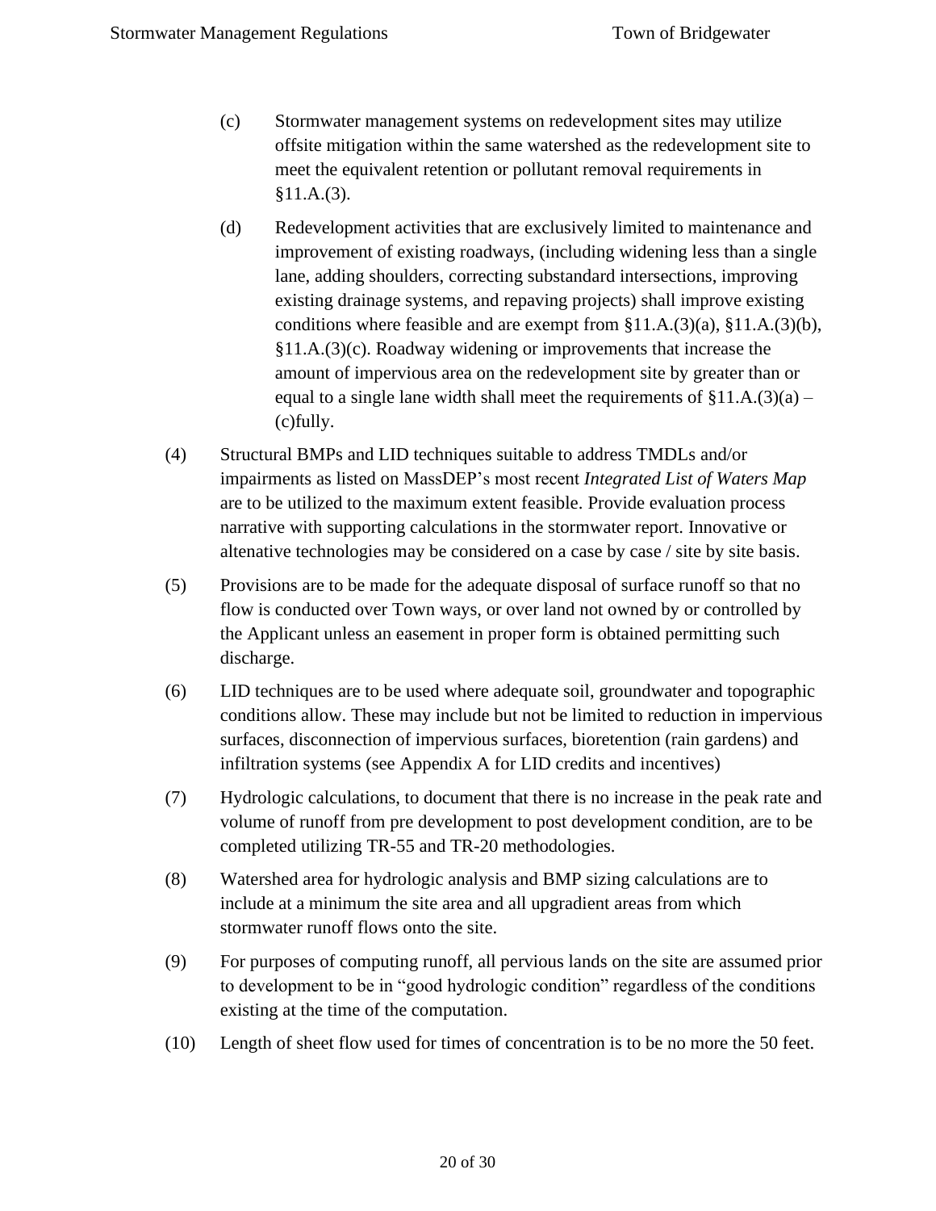(c) Stormwater management systems on redevelopment sites may utilize offsite mitigation within the same watershed as the redevelopment site to meet the equivalent retention or pollutant removal requirements in §11.A.(3).

(d) Redevelopment activities that are exclusively limited to maintenance and improvement of existing roadways, (including widening less than a single lane, adding shoulders, correcting substandard intersections, improving existing drainage systems, and repaving projects) shall improve existing conditions where feasible and are exempt from §11.A.(3)(a), §11.A.(3)(b), §11.A.(3)(c). Roadway widening or improvements that increase the amount of impervious area on the redevelopment site by greater than or equal to a single lane width shall meet the requirements of §11.A.(3)(a) – (c)fully.

(4) Structural BMPs and LID techniques suitable to address TMDLs and/or impairments as listed on MassDEP's most recent *Integrated List of Waters Map* are to be utilized to the maximum extent feasible. Provide evaluation process narrative with supporting calculations in the stormwater report. Innovative or altenative technologies may be considered on a case by case / site by site basis.

(5) Provisions are to be made for the adequate disposal of surface runoff so that no flow is conducted over Town ways, or over land not owned by or controlled by the Applicant unless an easement in proper form is obtained permitting such discharge.

(6) LID techniques are to be used where adequate soil, groundwater and topographic conditions allow. These may include but not be limited to reduction in impervious surfaces, disconnection of impervious surfaces, bioretention (rain gardens) and infiltration systems (see Appendix A for LID credits and incentives)

(7) Hydrologic calculations, to document that there is no increase in the peak rate and volume of runoff from pre development to post development condition, are to be completed utilizing TR-55 and TR-20 methodologies.

(8) Watershed area for hydrologic analysis and BMP sizing calculations are to include at a minimum the site area and all upgradient areas from which stormwater runoff flows onto the site.

(9) For purposes of computing runoff, all pervious lands on the site are assumed prior to development to be in "good hydrologic condition" regardless of the conditions existing at the time of the computation.

(10) Length of sheet flow used for times of concentration is to be no more the 50 feet.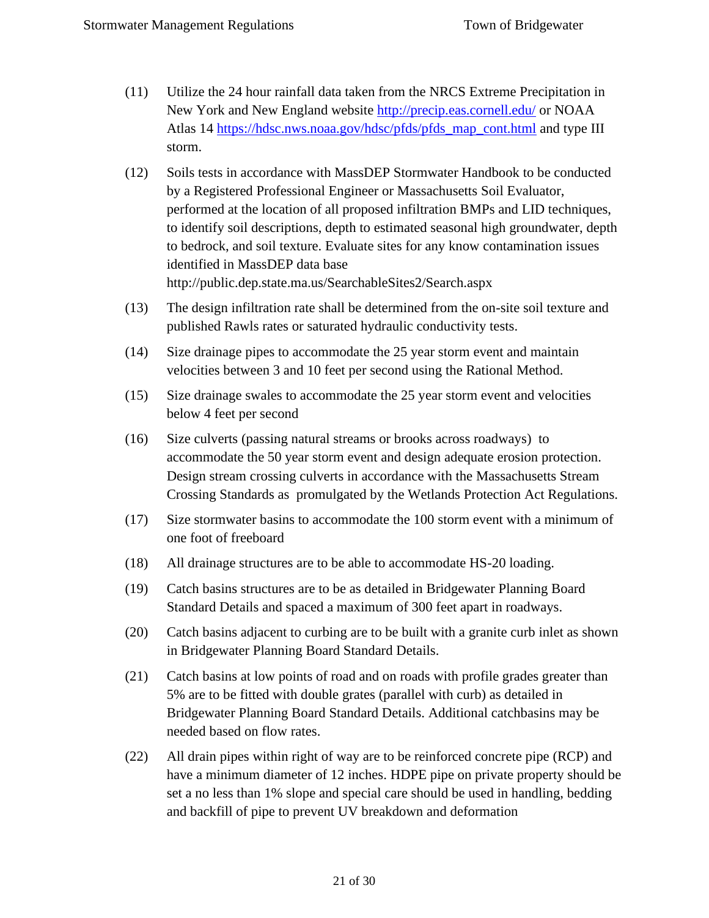(11) Utilize the 24 hour rainfall data taken from the NRCS Extreme Precipitation in New York and New England website http://precip.eas.cornell.edu/ or NOAA Atlas 14 https://hdsc.nws.noaa.gov/hdsc/pfds/pfds_map_cont.html and type III storm.

(12) Soils tests in accordance with MassDEP Stormwater Handbook to be conducted by a Registered Professional Engineer or Massachusetts Soil Evaluator, performed at the location of all proposed infiltration BMPs and LID techniques, to identify soil descriptions, depth to estimated seasonal high groundwater, depth to bedrock, and soil texture. Evaluate sites for any know contamination issues identified in MassDEP data base http://public.dep.state.ma.us/SearchableSites2/Search.aspx

(13) The design infiltration rate shall be determined from the on-site soil texture and published Rawls rates or saturated hydraulic conductivity tests.

(14) Size drainage pipes to accommodate the 25 year storm event and maintain velocities between 3 and 10 feet per second using the Rational Method.

(15) Size drainage swales to accommodate the 25 year storm event and velocities below 4 feet per second

(16) Size culverts (passing natural streams or brooks across roadways) to accommodate the 50 year storm event and design adequate erosion protection. Design stream crossing culverts in accordance with the Massachusetts Stream Crossing Standards as promulgated by the Wetlands Protection Act Regulations.

(17) Size stormwater basins to accommodate the 100 storm event with a minimum of one foot of freeboard

(18) All drainage structures are to be able to accommodate HS-20 loading.

(19) Catch basins structures are to be as detailed in Bridgewater Planning Board Standard Details and spaced a maximum of 300 feet apart in roadways.

(20) Catch basins adjacent to curbing are to be built with a granite curb inlet as shown in Bridgewater Planning Board Standard Details.

(21) Catch basins at low points of road and on roads with profile grades greater than 5% are to be fitted with double grates (parallel with curb) as detailed in Bridgewater Planning Board Standard Details. Additional catchbasins may be needed based on flow rates.

(22) All drain pipes within right of way are to be reinforced concrete pipe (RCP) and have a minimum diameter of 12 inches. HDPE pipe on private property should be set a no less than 1% slope and special care should be used in handling, bedding and backfill of pipe to prevent UV breakdown and deformation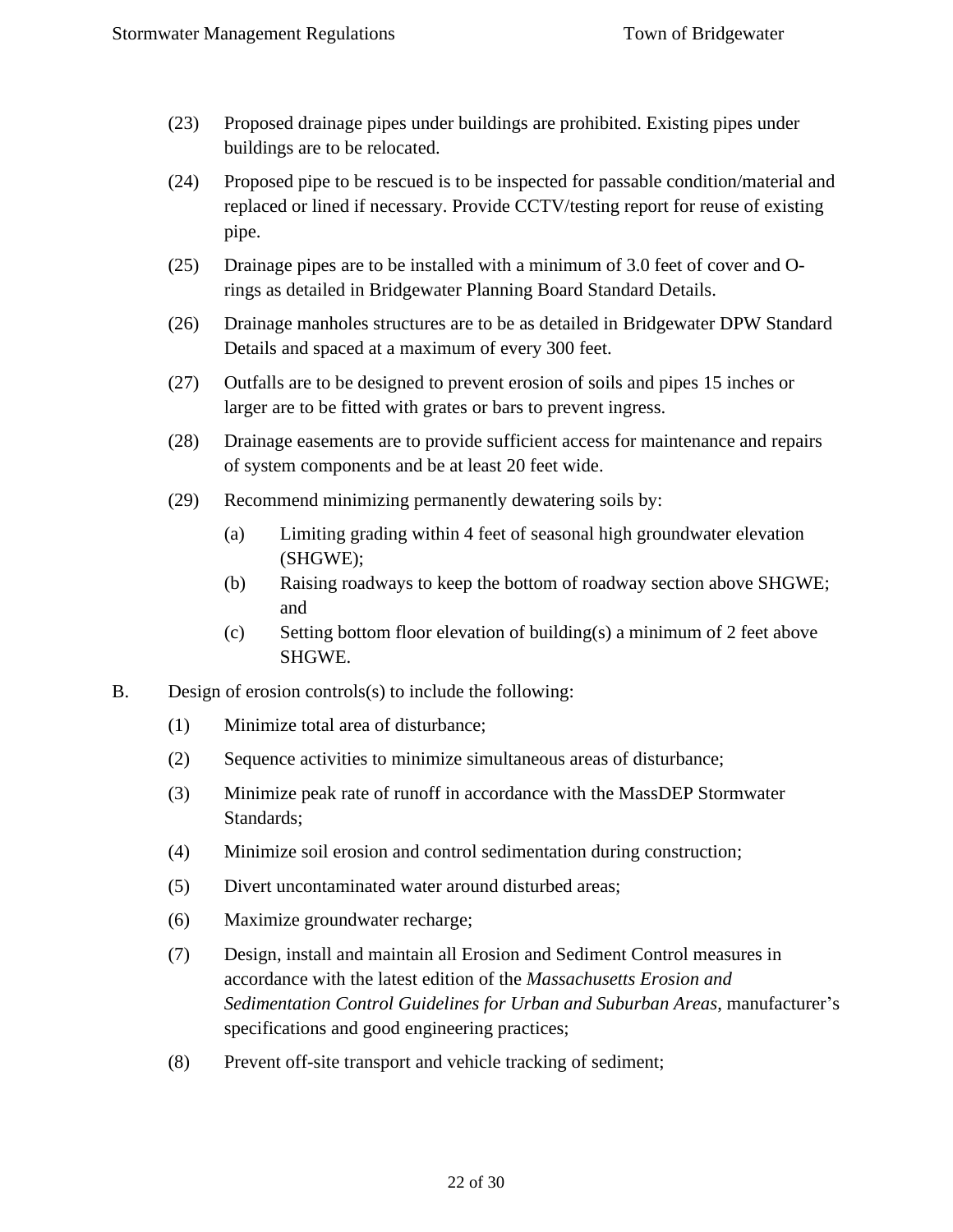(23) Proposed drainage pipes under buildings are prohibited. Existing pipes under buildings are to be relocated.

(24) Proposed pipe to be rescued is to be inspected for passable condition/material and replaced or lined if necessary. Provide CCTV/testing report for reuse of existing pipe.

(25) Drainage pipes are to be installed with a minimum of 3.0 feet of cover and O-rings as detailed in Bridgewater Planning Board Standard Details.

(26) Drainage manholes structures are to be as detailed in Bridgewater DPW Standard Details and spaced at a maximum of every 300 feet.

(27) Outfalls are to be designed to prevent erosion of soils and pipes 15 inches or larger are to be fitted with grates or bars to prevent ingress.

(28) Drainage easements are to provide sufficient access for maintenance and repairs of system components and be at least 20 feet wide.

(29) Recommend minimizing permanently dewatering soils by:

  (a) Limiting grading within 4 feet of seasonal high groundwater elevation (SHGWE);

  (b) Raising roadways to keep the bottom of roadway section above SHGWE; and

  (c) Setting bottom floor elevation of building(s) a minimum of 2 feet above SHGWE.

B. Design of erosion controls(s) to include the following:

(1) Minimize total area of disturbance;

(2) Sequence activities to minimize simultaneous areas of disturbance;

(3) Minimize peak rate of runoff in accordance with the MassDEP Stormwater Standards;

(4) Minimize soil erosion and control sedimentation during construction;

(5) Divert uncontaminated water around disturbed areas;

(6) Maximize groundwater recharge;

(7) Design, install and maintain all Erosion and Sediment Control measures in accordance with the latest edition of the *Massachusetts Erosion and Sedimentation Control Guidelines for Urban and Suburban Areas*, manufacturer's specifications and good engineering practices;

(8) Prevent off-site transport and vehicle tracking of sediment;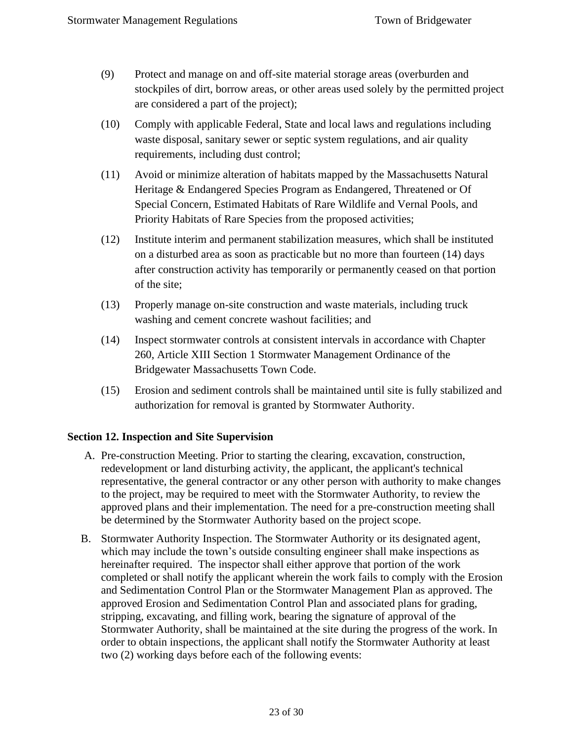(9) Protect and manage on and off-site material storage areas (overburden and stockpiles of dirt, borrow areas, or other areas used solely by the permitted project are considered a part of the project);

(10) Comply with applicable Federal, State and local laws and regulations including waste disposal, sanitary sewer or septic system regulations, and air quality requirements, including dust control;

(11) Avoid or minimize alteration of habitats mapped by the Massachusetts Natural Heritage & Endangered Species Program as Endangered, Threatened or Of Special Concern, Estimated Habitats of Rare Wildlife and Vernal Pools, and Priority Habitats of Rare Species from the proposed activities;

(12) Institute interim and permanent stabilization measures, which shall be instituted on a disturbed area as soon as practicable but no more than fourteen (14) days after construction activity has temporarily or permanently ceased on that portion of the site;

(13) Properly manage on-site construction and waste materials, including truck washing and cement concrete washout facilities; and

(14) Inspect stormwater controls at consistent intervals in accordance with Chapter 260, Article XIII Section 1 Stormwater Management Ordinance of the Bridgewater Massachusetts Town Code.

(15) Erosion and sediment controls shall be maintained until site is fully stabilized and authorization for removal is granted by Stormwater Authority.

## Section 12. Inspection and Site Supervision

A. Pre-construction Meeting. Prior to starting the clearing, excavation, construction, redevelopment or land disturbing activity, the applicant, the applicant's technical representative, the general contractor or any other person with authority to make changes to the project, may be required to meet with the Stormwater Authority, to review the approved plans and their implementation. The need for a pre-construction meeting shall be determined by the Stormwater Authority based on the project scope.

B. Stormwater Authority Inspection. The Stormwater Authority or its designated agent, which may include the town's outside consulting engineer shall make inspections as hereinafter required. The inspector shall either approve that portion of the work completed or shall notify the applicant wherein the work fails to comply with the Erosion and Sedimentation Control Plan or the Stormwater Management Plan as approved. The approved Erosion and Sedimentation Control Plan and associated plans for grading, stripping, excavating, and filling work, bearing the signature of approval of the Stormwater Authority, shall be maintained at the site during the progress of the work. In order to obtain inspections, the applicant shall notify the Stormwater Authority at least two (2) working days before each of the following events: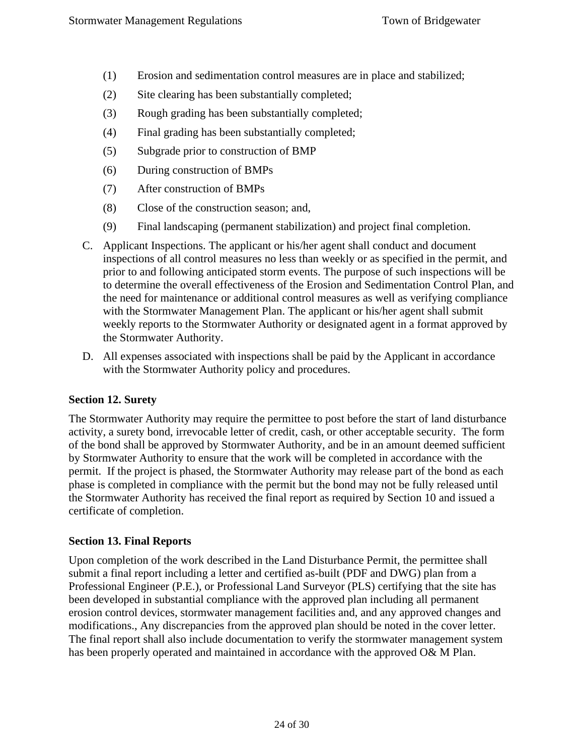(1) Erosion and sedimentation control measures are in place and stabilized;

(2) Site clearing has been substantially completed;

(3) Rough grading has been substantially completed;

(4) Final grading has been substantially completed;

(5) Subgrade prior to construction of BMP

(6) During construction of BMPs

(7) After construction of BMPs

(8) Close of the construction season; and,

(9) Final landscaping (permanent stabilization) and project final completion.

C. Applicant Inspections. The applicant or his/her agent shall conduct and document inspections of all control measures no less than weekly or as specified in the permit, and prior to and following anticipated storm events. The purpose of such inspections will be to determine the overall effectiveness of the Erosion and Sedimentation Control Plan, and the need for maintenance or additional control measures as well as verifying compliance with the Stormwater Management Plan. The applicant or his/her agent shall submit weekly reports to the Stormwater Authority or designated agent in a format approved by the Stormwater Authority.

D. All expenses associated with inspections shall be paid by the Applicant in accordance with the Stormwater Authority policy and procedures.

**Section 12. Surety**

The Stormwater Authority may require the permittee to post before the start of land disturbance activity, a surety bond, irrevocable letter of credit, cash, or other acceptable security. The form of the bond shall be approved by Stormwater Authority, and be in an amount deemed sufficient by Stormwater Authority to ensure that the work will be completed in accordance with the permit. If the project is phased, the Stormwater Authority may release part of the bond as each phase is completed in compliance with the permit but the bond may not be fully released until the Stormwater Authority has received the final report as required by Section 10 and issued a certificate of completion.

**Section 13. Final Reports**

Upon completion of the work described in the Land Disturbance Permit, the permittee shall submit a final report including a letter and certified as-built (PDF and DWG) plan from a Professional Engineer (P.E.), or Professional Land Surveyor (PLS) certifying that the site has been developed in substantial compliance with the approved plan including all permanent erosion control devices, stormwater management facilities and, and any approved changes and modifications., Any discrepancies from the approved plan should be noted in the cover letter. The final report shall also include documentation to verify the stormwater management system has been properly operated and maintained in accordance with the approved O& M Plan.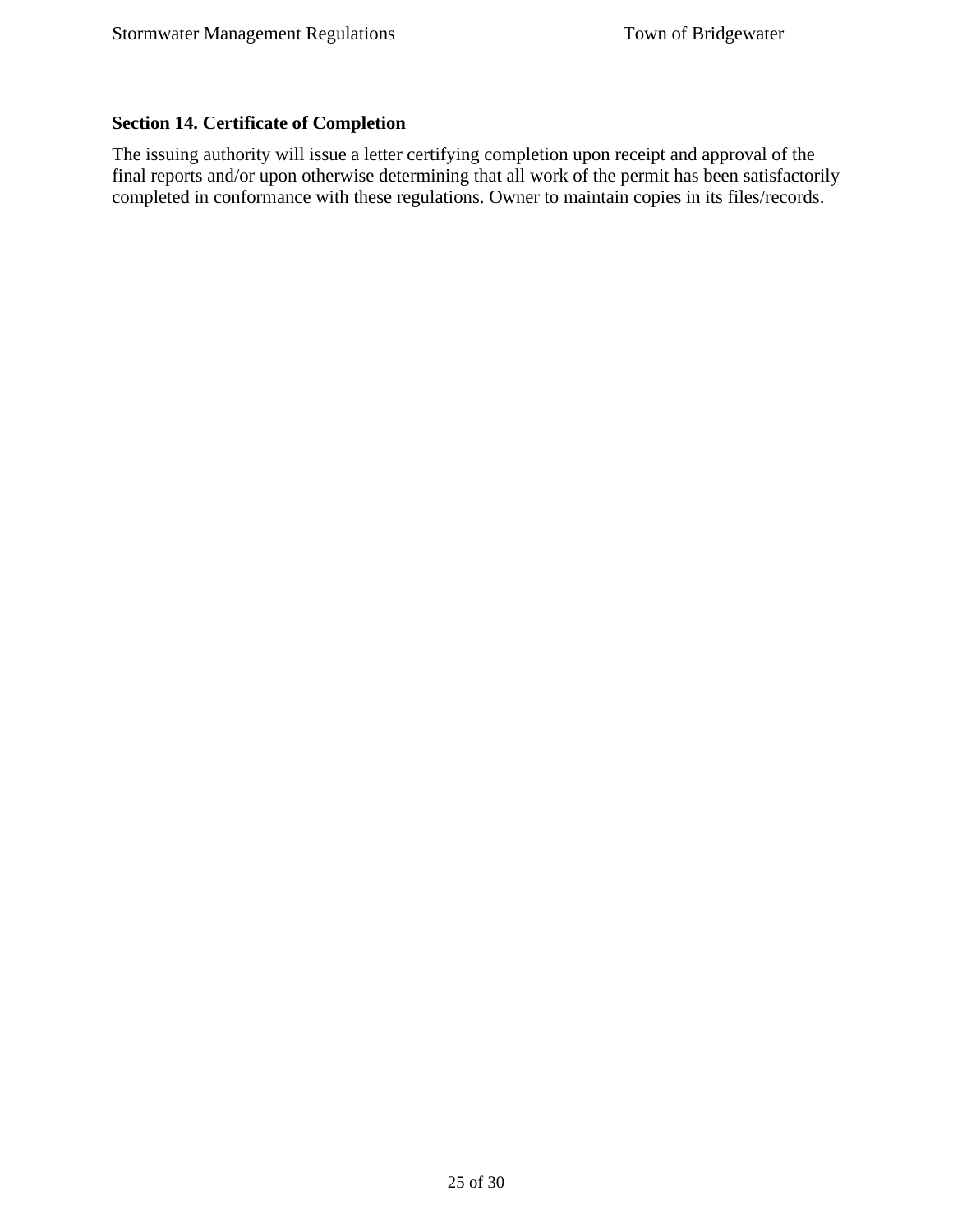## Section 14. Certificate of Completion

The issuing authority will issue a letter certifying completion upon receipt and approval of the final reports and/or upon otherwise determining that all work of the permit has been satisfactorily completed in conformance with these regulations. Owner to maintain copies in its files/records.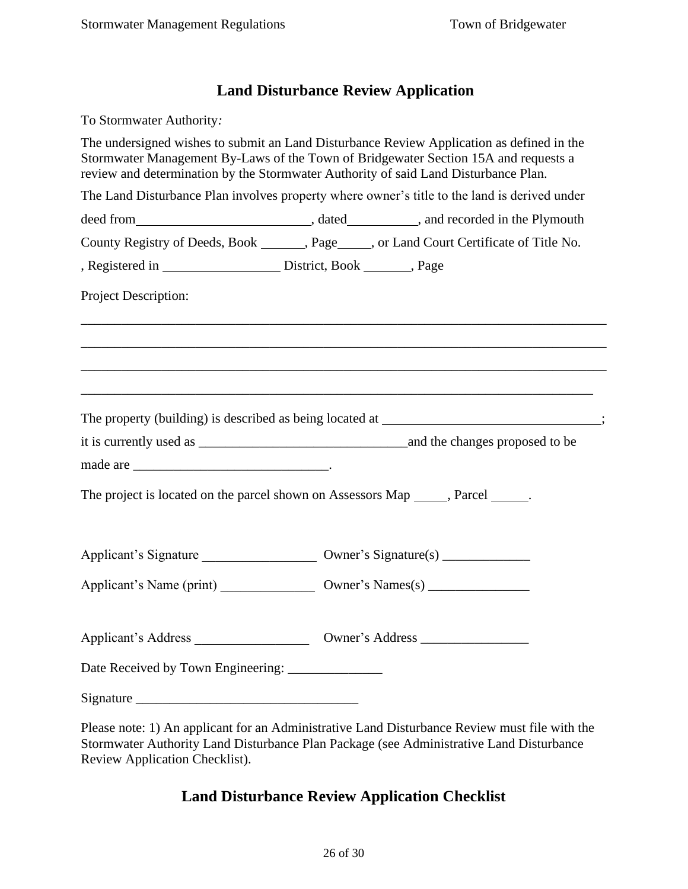## Land Disturbance Review Application

To Stormwater Authority*:*

The undersigned wishes to submit an Land Disturbance Review Application as defined in the Stormwater Management By-Laws of the Town of Bridgewater Section 15A and requests a review and determination by the Stormwater Authority of said Land Disturbance Plan.

The Land Disturbance Plan involves property where owner's title to the land is derived under deed from__________________________, dated__________, and recorded in the Plymouth County Registry of Deeds, Book _______, Page_____, or Land Court Certificate of Title No. , Registered in _________________ District, Book _______, Page

Project Description:

_______________________________________________________________________________

_______________________________________________________________________________

_______________________________________________________________________________

_____________________________________________________________________________

The property (building) is described as being located at _________________________________; it is currently used as _______________________________and the changes proposed to be made are _____________________________.

The project is located on the parcel shown on Assessors Map _____, Parcel _____.

Applicant's Signature _________________ Owner's Signature(s) _____________

Applicant's Name (print) ______________ Owner's Names(s) _______________

Applicant's Address _________________ Owner's Address ________________

Date Received by Town Engineering: ______________

Signature _________________________________

Please note: 1) An applicant for an Administrative Land Disturbance Review must file with the Stormwater Authority Land Disturbance Plan Package (see Administrative Land Disturbance Review Application Checklist).

## Land Disturbance Review Application Checklist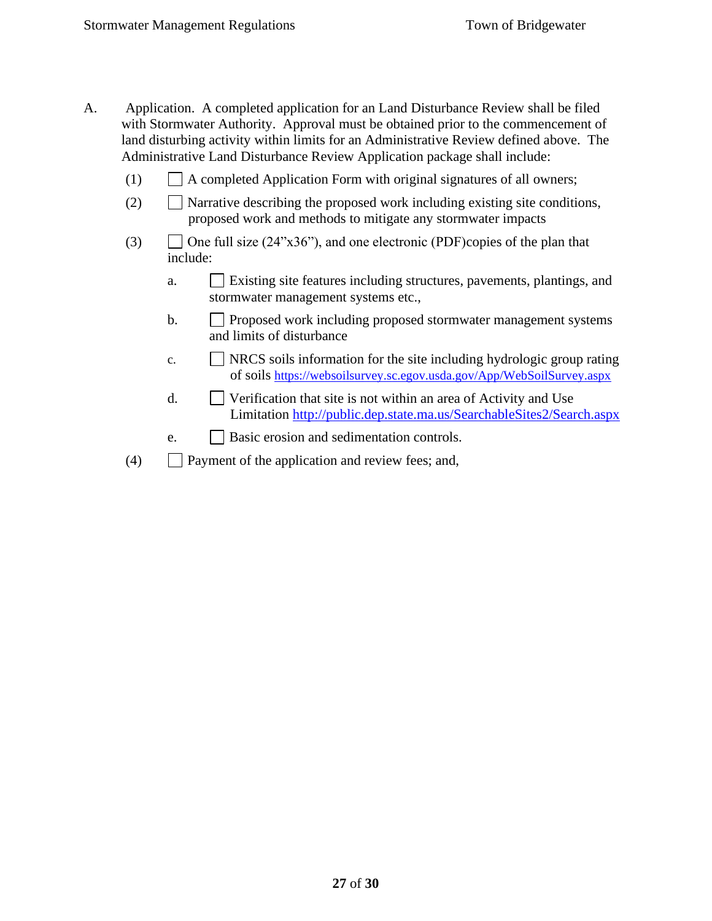A. Application. A completed application for an Land Disturbance Review shall be filed with Stormwater Authority. Approval must be obtained prior to the commencement of land disturbing activity within limits for an Administrative Review defined above. The Administrative Land Disturbance Review Application package shall include:

(1) ☐ A completed Application Form with original signatures of all owners;

(2) ☐ Narrative describing the proposed work including existing site conditions, proposed work and methods to mitigate any stormwater impacts

(3) ☐ One full size (24"x36"), and one electronic (PDF)copies of the plan that include:

  a. ☐ Existing site features including structures, pavements, plantings, and stormwater management systems etc.,

  b. ☐ Proposed work including proposed stormwater management systems and limits of disturbance

  c. ☐ NRCS soils information for the site including hydrologic group rating of soils https://websoilsurvey.sc.egov.usda.gov/App/WebSoilSurvey.aspx

  d. ☐ Verification that site is not within an area of Activity and Use Limitation http://public.dep.state.ma.us/SearchableSites2/Search.aspx

  e. ☐ Basic erosion and sedimentation controls.

(4) ☐ Payment of the application and review fees; and,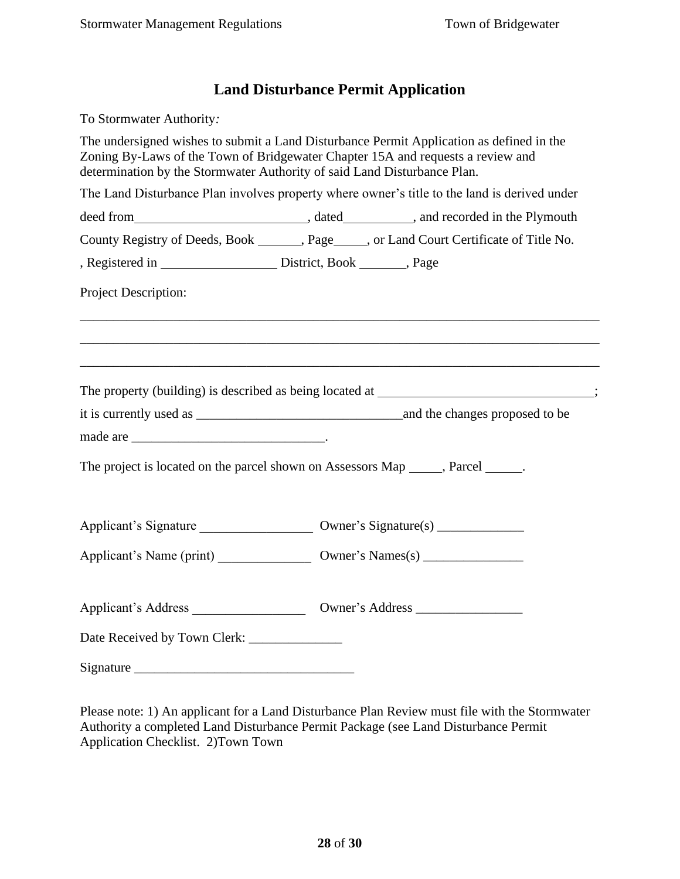# Land Disturbance Permit Application

To Stormwater Authority*:*

The undersigned wishes to submit a Land Disturbance Permit Application as defined in the Zoning By-Laws of the Town of Bridgewater Chapter 15A and requests a review and determination by the Stormwater Authority of said Land Disturbance Plan.

The Land Disturbance Plan involves property where owner's title to the land is derived under deed from__________________________, dated__________, and recorded in the Plymouth County Registry of Deeds, Book _______, Page_____, or Land Court Certificate of Title No. , Registered in _________________ District, Book _______, Page

Project Description:

_______________________________________________________________________________

_______________________________________________________________________________

_______________________________________________________________________________

The property (building) is described as being located at _________________________________; it is currently used as _______________________________and the changes proposed to be made are _____________________________.

The project is located on the parcel shown on Assessors Map _____, Parcel _____.

Applicant's Signature _________________ Owner's Signature(s) _____________

Applicant's Name (print) ______________ Owner's Names(s) _______________

Applicant's Address _________________ Owner's Address ________________

Date Received by Town Clerk: ______________

Signature _________________________________

Please note: 1) An applicant for a Land Disturbance Plan Review must file with the Stormwater Authority a completed Land Disturbance Permit Package (see Land Disturbance Permit Application Checklist. 2)Town Town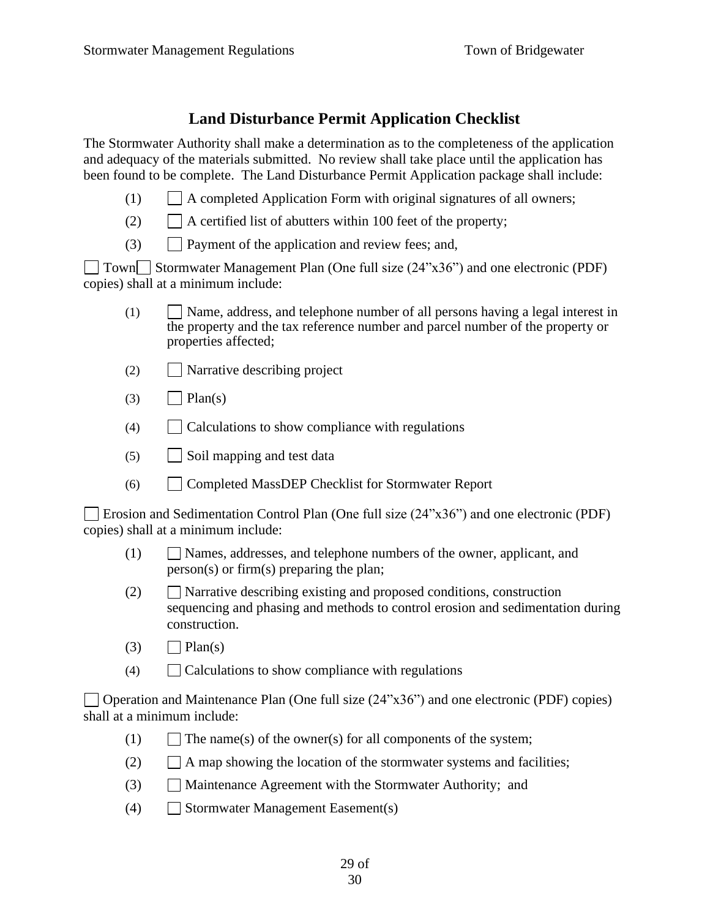## Land Disturbance Permit Application Checklist

The Stormwater Authority shall make a determination as to the completeness of the application and adequacy of the materials submitted. No review shall take place until the application has been found to be complete. The Land Disturbance Permit Application package shall include:

(1) ☐ A completed Application Form with original signatures of all owners;

(2) ☐ A certified list of abutters within 100 feet of the property;

(3) ☐ Payment of the application and review fees; and,

☐ Town☐ Stormwater Management Plan (One full size (24"x36") and one electronic (PDF) copies) shall at a minimum include:

(1) ☐ Name, address, and telephone number of all persons having a legal interest in the property and the tax reference number and parcel number of the property or properties affected;

(2) ☐ Narrative describing project

(3) ☐ Plan(s)

(4) ☐ Calculations to show compliance with regulations

(5) ☐ Soil mapping and test data

(6) ☐ Completed MassDEP Checklist for Stormwater Report

☐ Erosion and Sedimentation Control Plan (One full size (24"x36") and one electronic (PDF) copies) shall at a minimum include:

(1) ☐ Names, addresses, and telephone numbers of the owner, applicant, and person(s) or firm(s) preparing the plan;

(2) ☐ Narrative describing existing and proposed conditions, construction sequencing and phasing and methods to control erosion and sedimentation during construction.

(3) ☐ Plan(s)

(4) ☐ Calculations to show compliance with regulations

☐ Operation and Maintenance Plan (One full size (24"x36") and one electronic (PDF) copies) shall at a minimum include:

(1) ☐ The name(s) of the owner(s) for all components of the system;

(2) ☐ A map showing the location of the stormwater systems and facilities;

(3) ☐ Maintenance Agreement with the Stormwater Authority; and

(4) ☐ Stormwater Management Easement(s)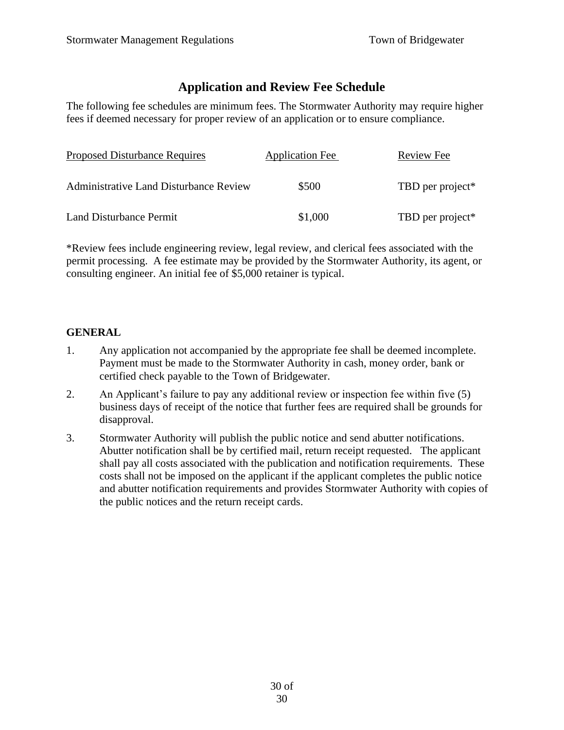## Application and Review Fee Schedule

The following fee schedules are minimum fees. The Stormwater Authority may require higher fees if deemed necessary for proper review of an application or to ensure compliance.

| Proposed Disturbance Requires | Application Fee | Review Fee |
| --- | --- | --- |
| Administrative Land Disturbance Review | $500 | TBD per project* |
| Land Disturbance Permit | $1,000 | TBD per project* |

*Review fees include engineering review, legal review, and clerical fees associated with the permit processing. A fee estimate may be provided by the Stormwater Authority, its agent, or consulting engineer. An initial fee of $5,000 retainer is typical.

**GENERAL**

1. Any application not accompanied by the appropriate fee shall be deemed incomplete. Payment must be made to the Stormwater Authority in cash, money order, bank or certified check payable to the Town of Bridgewater.
2. An Applicant's failure to pay any additional review or inspection fee within five (5) business days of receipt of the notice that further fees are required shall be grounds for disapproval.
3. Stormwater Authority will publish the public notice and send abutter notifications. Abutter notification shall be by certified mail, return receipt requested. The applicant shall pay all costs associated with the publication and notification requirements. These costs shall not be imposed on the applicant if the applicant completes the public notice and abutter notification requirements and provides Stormwater Authority with copies of the public notices and the return receipt cards.